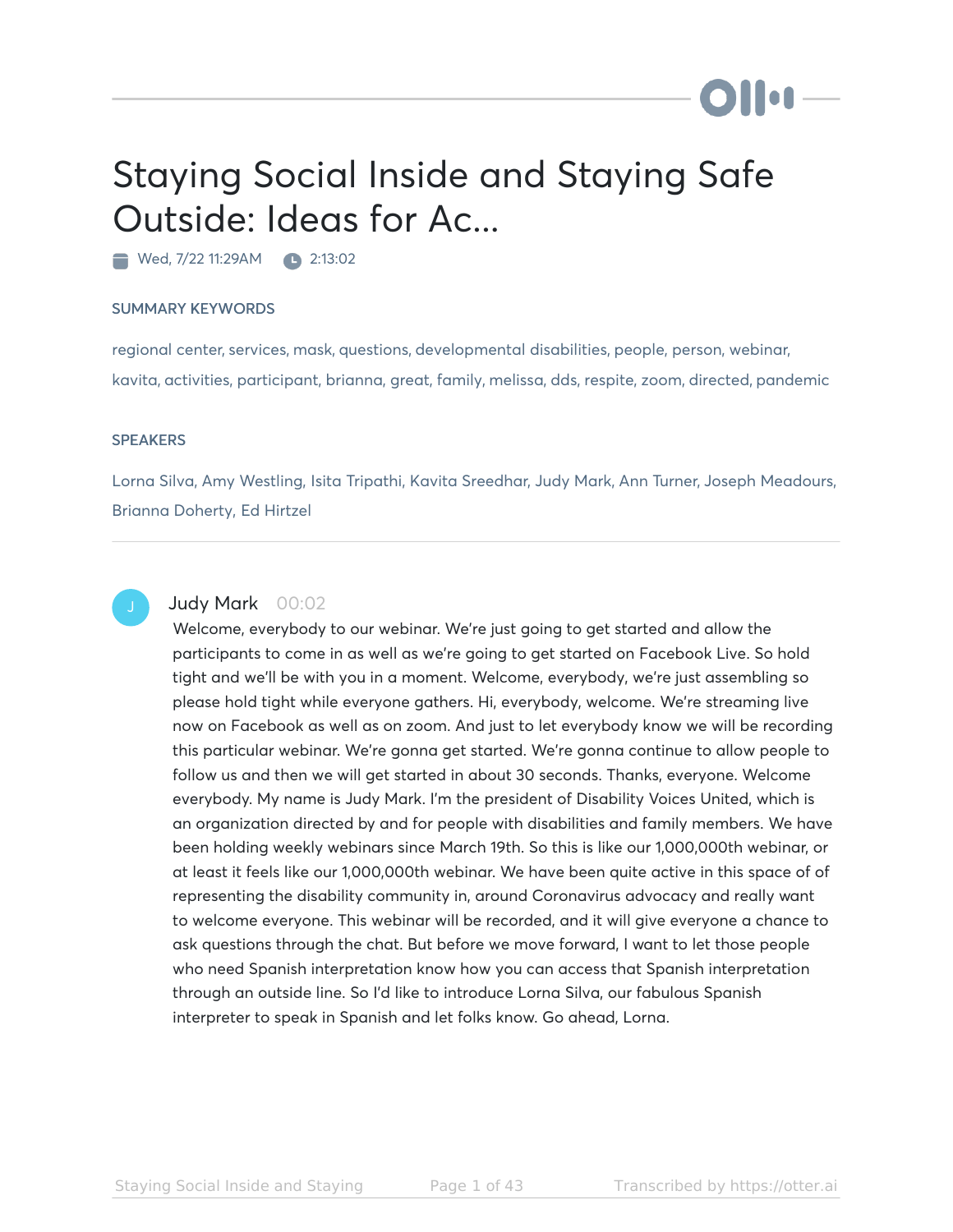# Staying Social Inside and Staying Safe Outside: Ideas for Ac...

Wed, 7/22 11:29AM   2:13:02

### SUMMARY KEYWORDS

regional center, services, mask, questions, developmental disabilities, people, person, webinar, kavita, activities, participant, brianna, great, family, melissa, dds, respite, zoom, directed, pandemic

### SPEAKERS

Lorna Silva, Amy Westling, Isita Tripathi, Kavita Sreedhar, Judy Mark, Ann Turner, Joseph Meadours, Brianna Doherty, Ed Hirtzel

---

**Judy Mark** 00:02

Welcome, everybody to our webinar. We're just going to get started and allow the participants to come in as well as we're going to get started on Facebook Live. So hold tight and we'll be with you in a moment. Welcome, everybody, we're just assembling so please hold tight while everyone gathers. Hi, everybody, welcome. We're streaming live now on Facebook as well as on zoom. And just to let everybody know we will be recording this particular webinar. We're gonna get started. We're gonna continue to allow people to follow us and then we will get started in about 30 seconds. Thanks, everyone. Welcome everybody. My name is Judy Mark. I'm the president of Disability Voices United, which is an organization directed by and for people with disabilities and family members. We have been holding weekly webinars since March 19th. So this is like our 1,000,000th webinar, or at least it feels like our 1,000,000th webinar. We have been quite active in this space of of representing the disability community in, around Coronavirus advocacy and really want to welcome everyone. This webinar will be recorded, and it will give everyone a chance to ask questions through the chat. But before we move forward, I want to let those people who need Spanish interpretation know how you can access that Spanish interpretation through an outside line. So I'd like to introduce Lorna Silva, our fabulous Spanish interpreter to speak in Spanish and let folks know. Go ahead, Lorna.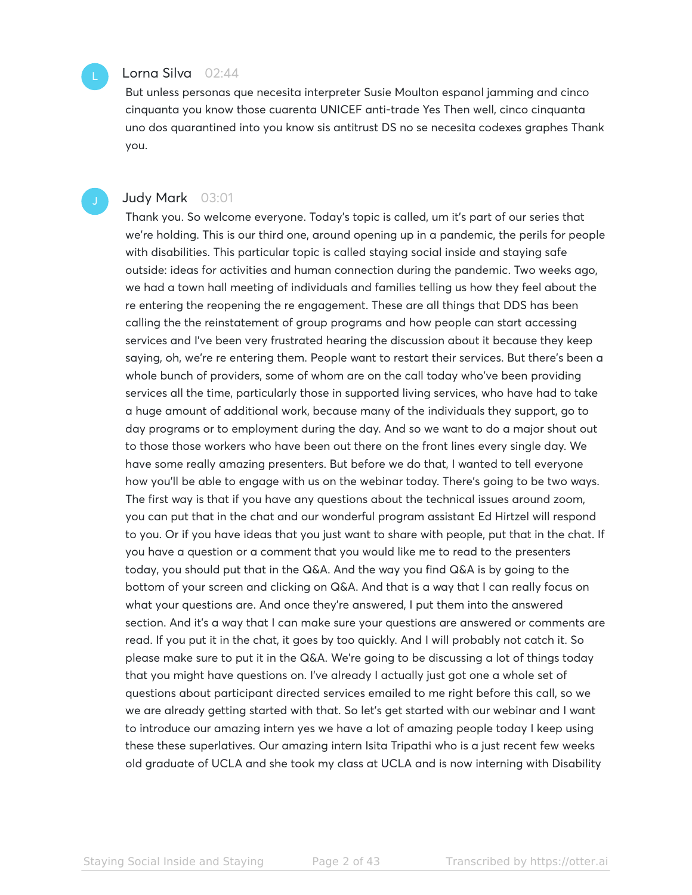**Lorna Silva** 02:44

But unless personas que necesita interpreter Susie Moulton espanol jamming and cinco cinquanta you know those cuarenta UNICEF anti-trade Yes Then well, cinco cinquanta uno dos quarantined into you know sis antitrust DS no se necesita codexes graphes Thank you.

**Judy Mark** 03:01

Thank you. So welcome everyone. Today's topic is called, um it's part of our series that we're holding. This is our third one, around opening up in a pandemic, the perils for people with disabilities. This particular topic is called staying social inside and staying safe outside: ideas for activities and human connection during the pandemic. Two weeks ago, we had a town hall meeting of individuals and families telling us how they feel about the re entering the reopening the re engagement. These are all things that DDS has been calling the the reinstatement of group programs and how people can start accessing services and I've been very frustrated hearing the discussion about it because they keep saying, oh, we're re entering them. People want to restart their services. But there's been a whole bunch of providers, some of whom are on the call today who've been providing services all the time, particularly those in supported living services, who have had to take a huge amount of additional work, because many of the individuals they support, go to day programs or to employment during the day. And so we want to do a major shout out to those those workers who have been out there on the front lines every single day. We have some really amazing presenters. But before we do that, I wanted to tell everyone how you'll be able to engage with us on the webinar today. There's going to be two ways. The first way is that if you have any questions about the technical issues around zoom, you can put that in the chat and our wonderful program assistant Ed Hirtzel will respond to you. Or if you have ideas that you just want to share with people, put that in the chat. If you have a question or a comment that you would like me to read to the presenters today, you should put that in the Q&A. And the way you find Q&A is by going to the bottom of your screen and clicking on Q&A. And that is a way that I can really focus on what your questions are. And once they're answered, I put them into the answered section. And it's a way that I can make sure your questions are answered or comments are read. If you put it in the chat, it goes by too quickly. And I will probably not catch it. So please make sure to put it in the Q&A. We're going to be discussing a lot of things today that you might have questions on. I've already I actually just got one a whole set of questions about participant directed services emailed to me right before this call, so we we are already getting started with that. So let's get started with our webinar and I want to introduce our amazing intern yes we have a lot of amazing people today I keep using these these superlatives. Our amazing intern Isita Tripathi who is a just recent few weeks old graduate of UCLA and she took my class at UCLA and is now interning with Disability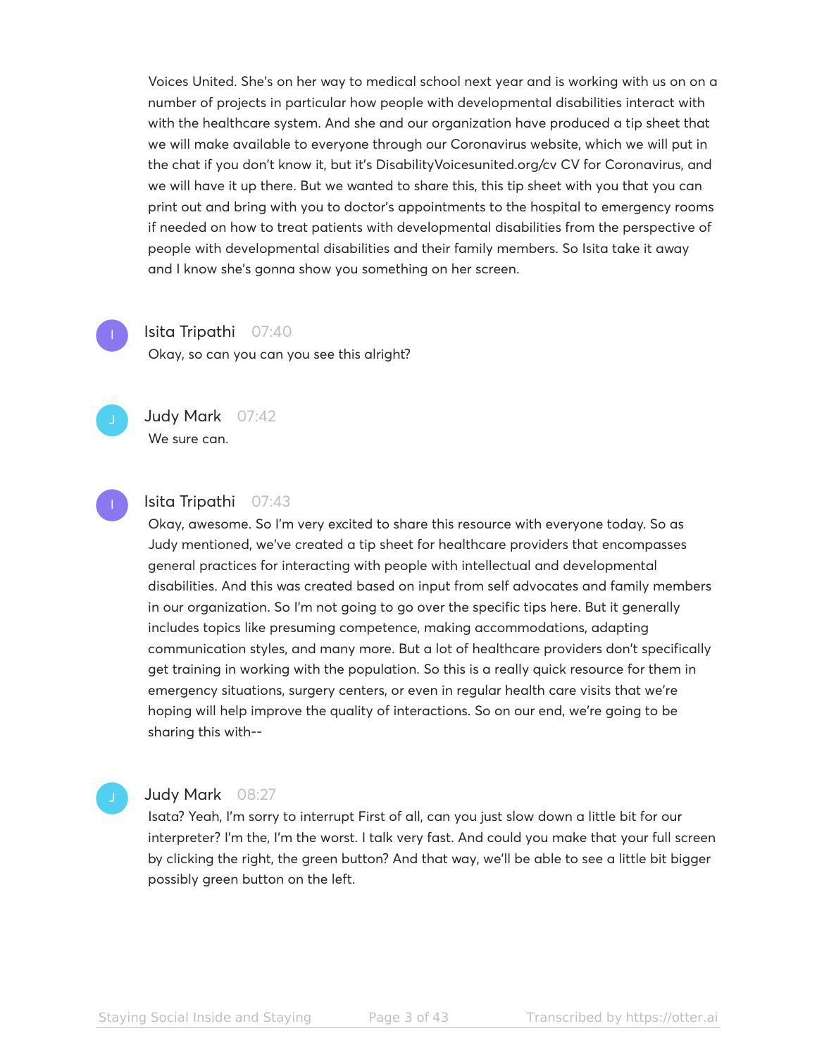Voices United. She's on her way to medical school next year and is working with us on on a number of projects in particular how people with developmental disabilities interact with with the healthcare system. And she and our organization have produced a tip sheet that we will make available to everyone through our Coronavirus website, which we will put in the chat if you don't know it, but it's DisabilityVoicesunited.org/cv CV for Coronavirus, and we will have it up there. But we wanted to share this, this tip sheet with you that you can print out and bring with you to doctor's appointments to the hospital to emergency rooms if needed on how to treat patients with developmental disabilities from the perspective of people with developmental disabilities and their family members. So Isita take it away and I know she's gonna show you something on her screen.

**Isita Tripathi** 07:40

Okay, so can you can you see this alright?

**Judy Mark** 07:42

We sure can.

**Isita Tripathi** 07:43

Okay, awesome. So I'm very excited to share this resource with everyone today. So as Judy mentioned, we've created a tip sheet for healthcare providers that encompasses general practices for interacting with people with intellectual and developmental disabilities. And this was created based on input from self advocates and family members in our organization. So I'm not going to go over the specific tips here. But it generally includes topics like presuming competence, making accommodations, adapting communication styles, and many more. But a lot of healthcare providers don't specifically get training in working with the population. So this is a really quick resource for them in emergency situations, surgery centers, or even in regular health care visits that we're hoping will help improve the quality of interactions. So on our end, we're going to be sharing this with--

**Judy Mark** 08:27

Isata? Yeah, I'm sorry to interrupt First of all, can you just slow down a little bit for our interpreter? I'm the, I'm the worst. I talk very fast. And could you make that your full screen by clicking the right, the green button? And that way, we'll be able to see a little bit bigger possibly green button on the left.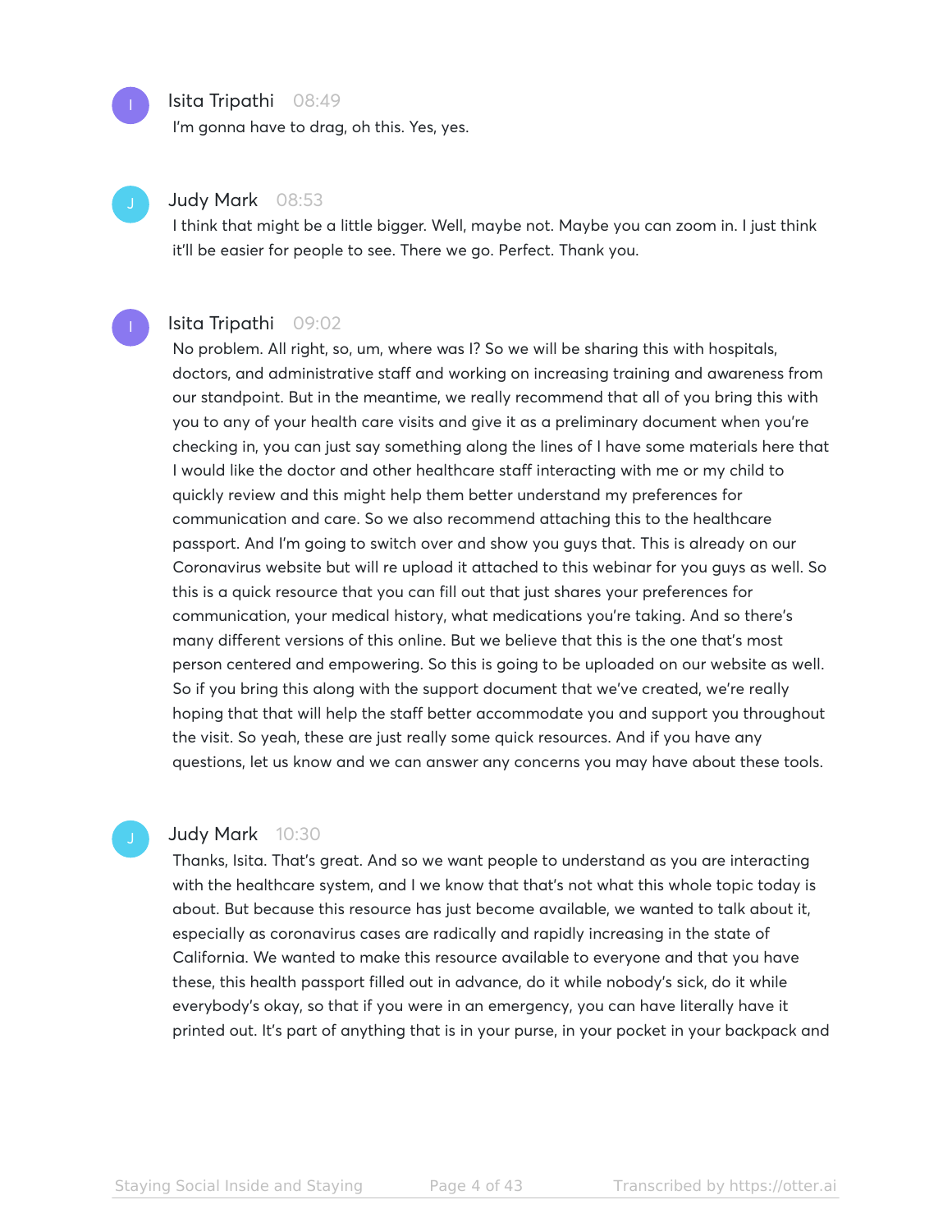**Isita Tripathi** 08:49

I'm gonna have to drag, oh this. Yes, yes.

**Judy Mark** 08:53

I think that might be a little bigger. Well, maybe not. Maybe you can zoom in. I just think it'll be easier for people to see. There we go. Perfect. Thank you.

**Isita Tripathi** 09:02

No problem. All right, so, um, where was I? So we will be sharing this with hospitals, doctors, and administrative staff and working on increasing training and awareness from our standpoint. But in the meantime, we really recommend that all of you bring this with you to any of your health care visits and give it as a preliminary document when you're checking in, you can just say something along the lines of I have some materials here that I would like the doctor and other healthcare staff interacting with me or my child to quickly review and this might help them better understand my preferences for communication and care. So we also recommend attaching this to the healthcare passport. And I'm going to switch over and show you guys that. This is already on our Coronavirus website but will re upload it attached to this webinar for you guys as well. So this is a quick resource that you can fill out that just shares your preferences for communication, your medical history, what medications you're taking. And so there's many different versions of this online. But we believe that this is the one that's most person centered and empowering. So this is going to be uploaded on our website as well. So if you bring this along with the support document that we've created, we're really hoping that that will help the staff better accommodate you and support you throughout the visit. So yeah, these are just really some quick resources. And if you have any questions, let us know and we can answer any concerns you may have about these tools.

**Judy Mark** 10:30

Thanks, Isita. That's great. And so we want people to understand as you are interacting with the healthcare system, and I we know that that's not what this whole topic today is about. But because this resource has just become available, we wanted to talk about it, especially as coronavirus cases are radically and rapidly increasing in the state of California. We wanted to make this resource available to everyone and that you have these, this health passport filled out in advance, do it while nobody's sick, do it while everybody's okay, so that if you were in an emergency, you can have literally have it printed out. It's part of anything that is in your purse, in your pocket in your backpack and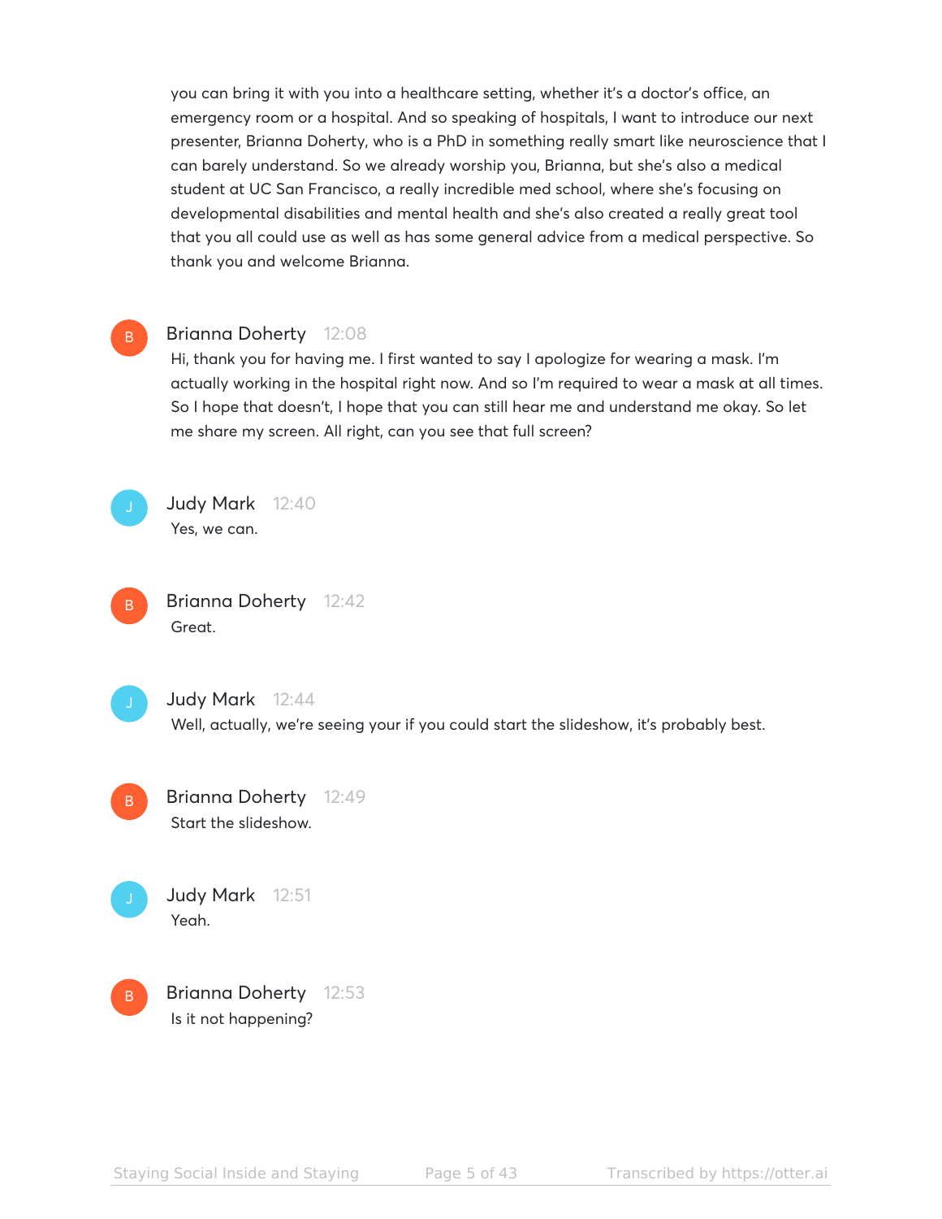you can bring it with you into a healthcare setting, whether it's a doctor's office, an emergency room or a hospital. And so speaking of hospitals, I want to introduce our next presenter, Brianna Doherty, who is a PhD in something really smart like neuroscience that I can barely understand. So we already worship you, Brianna, but she's also a medical student at UC San Francisco, a really incredible med school, where she's focusing on developmental disabilities and mental health and she's also created a really great tool that you all could use as well as has some general advice from a medical perspective. So thank you and welcome Brianna.

**Brianna Doherty** 12:08
Hi, thank you for having me. I first wanted to say I apologize for wearing a mask. I'm actually working in the hospital right now. And so I'm required to wear a mask at all times. So I hope that doesn't, I hope that you can still hear me and understand me okay. So let me share my screen. All right, can you see that full screen?

**Judy Mark** 12:40
Yes, we can.

**Brianna Doherty** 12:42
Great.

**Judy Mark** 12:44
Well, actually, we're seeing your if you could start the slideshow, it's probably best.

**Brianna Doherty** 12:49
Start the slideshow.

**Judy Mark** 12:51
Yeah.

**Brianna Doherty** 12:53
Is it not happening?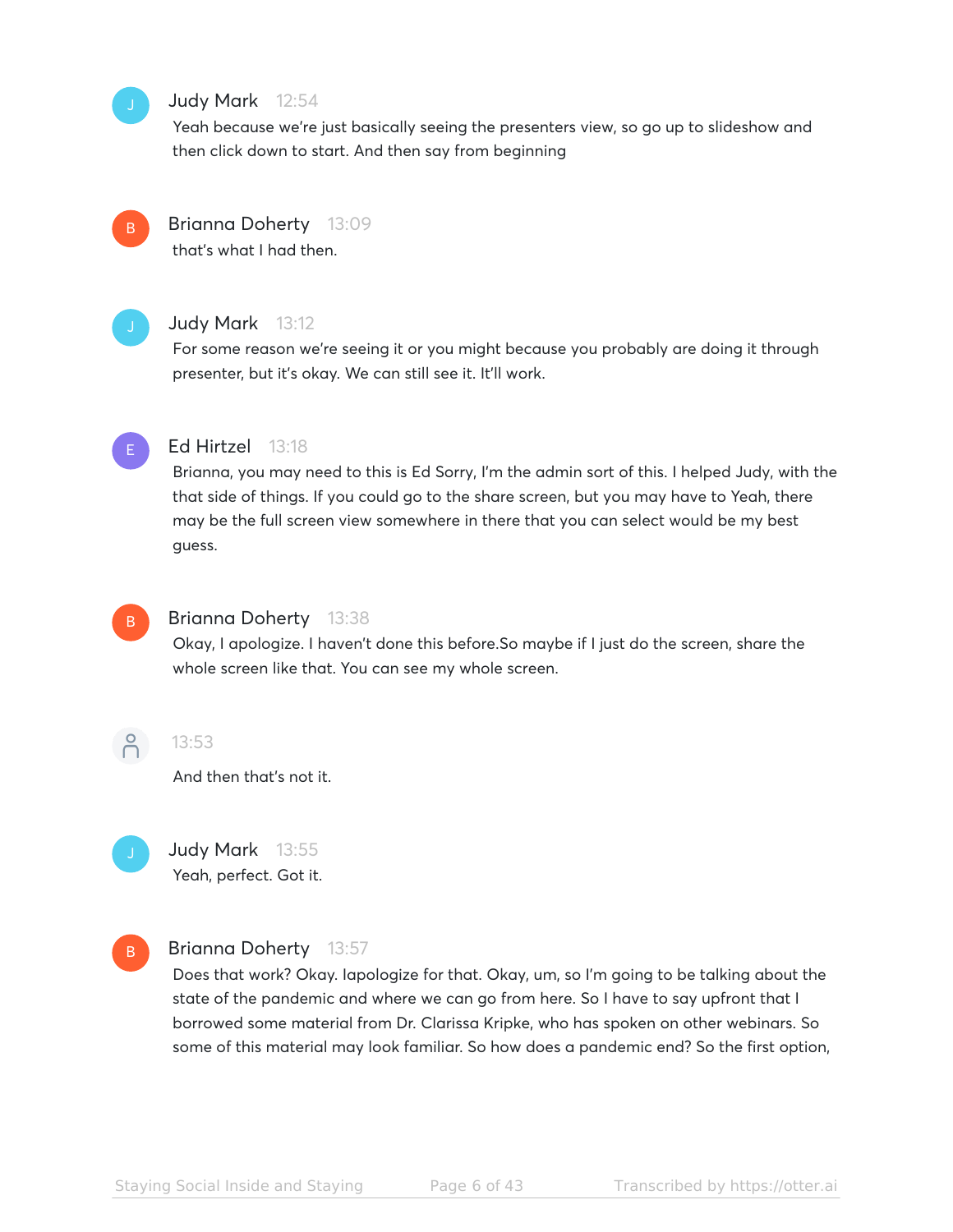Judy Mark 12:54
Yeah because we're just basically seeing the presenters view, so go up to slideshow and then click down to start. And then say from beginning

Brianna Doherty 13:09
that's what I had then.

Judy Mark 13:12
For some reason we're seeing it or you might because you probably are doing it through presenter, but it's okay. We can still see it. It'll work.

Ed Hirtzel 13:18
Brianna, you may need to this is Ed Sorry, I'm the admin sort of this. I helped Judy, with the that side of things. If you could go to the share screen, but you may have to Yeah, there may be the full screen view somewhere in there that you can select would be my best guess.

Brianna Doherty 13:38
Okay, I apologize. I haven't done this before.So maybe if I just do the screen, share the whole screen like that. You can see my whole screen.

13:53
And then that's not it.

Judy Mark 13:55
Yeah, perfect. Got it.

Brianna Doherty 13:57
Does that work? Okay. Iapologize for that. Okay, um, so I'm going to be talking about the state of the pandemic and where we can go from here. So I have to say upfront that I borrowed some material from Dr. Clarissa Kripke, who has spoken on other webinars. So some of this material may look familiar. So how does a pandemic end? So the first option,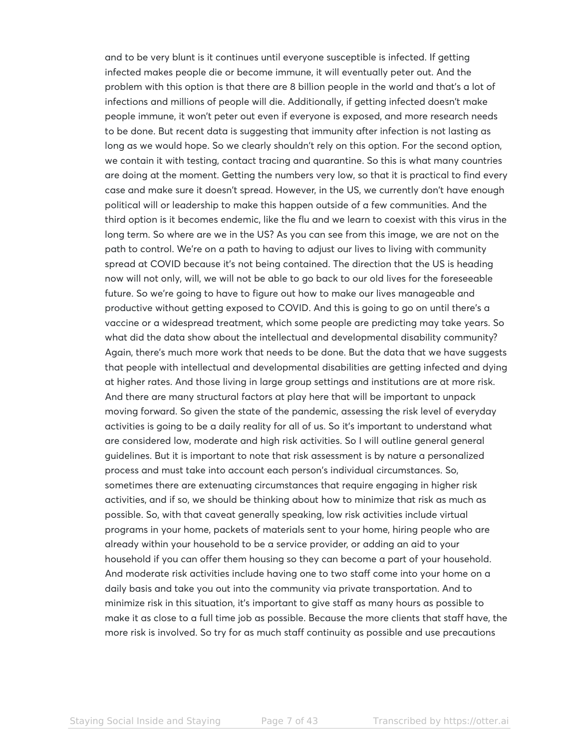and to be very blunt is it continues until everyone susceptible is infected. If getting infected makes people die or become immune, it will eventually peter out. And the problem with this option is that there are 8 billion people in the world and that's a lot of infections and millions of people will die. Additionally, if getting infected doesn't make people immune, it won't peter out even if everyone is exposed, and more research needs to be done. But recent data is suggesting that immunity after infection is not lasting as long as we would hope. So we clearly shouldn't rely on this option. For the second option, we contain it with testing, contact tracing and quarantine. So this is what many countries are doing at the moment. Getting the numbers very low, so that it is practical to find every case and make sure it doesn't spread. However, in the US, we currently don't have enough political will or leadership to make this happen outside of a few communities. And the third option is it becomes endemic, like the flu and we learn to coexist with this virus in the long term. So where are we in the US? As you can see from this image, we are not on the path to control. We're on a path to having to adjust our lives to living with community spread at COVID because it's not being contained. The direction that the US is heading now will not only, will, we will not be able to go back to our old lives for the foreseeable future. So we're going to have to figure out how to make our lives manageable and productive without getting exposed to COVID. And this is going to go on until there's a vaccine or a widespread treatment, which some people are predicting may take years. So what did the data show about the intellectual and developmental disability community? Again, there's much more work that needs to be done. But the data that we have suggests that people with intellectual and developmental disabilities are getting infected and dying at higher rates. And those living in large group settings and institutions are at more risk. And there are many structural factors at play here that will be important to unpack moving forward. So given the state of the pandemic, assessing the risk level of everyday activities is going to be a daily reality for all of us. So it's important to understand what are considered low, moderate and high risk activities. So I will outline general general guidelines. But it is important to note that risk assessment is by nature a personalized process and must take into account each person's individual circumstances. So, sometimes there are extenuating circumstances that require engaging in higher risk activities, and if so, we should be thinking about how to minimize that risk as much as possible. So, with that caveat generally speaking, low risk activities include virtual programs in your home, packets of materials sent to your home, hiring people who are already within your household to be a service provider, or adding an aid to your household if you can offer them housing so they can become a part of your household. And moderate risk activities include having one to two staff come into your home on a daily basis and take you out into the community via private transportation. And to minimize risk in this situation, it's important to give staff as many hours as possible to make it as close to a full time job as possible. Because the more clients that staff have, the more risk is involved. So try for as much staff continuity as possible and use precautions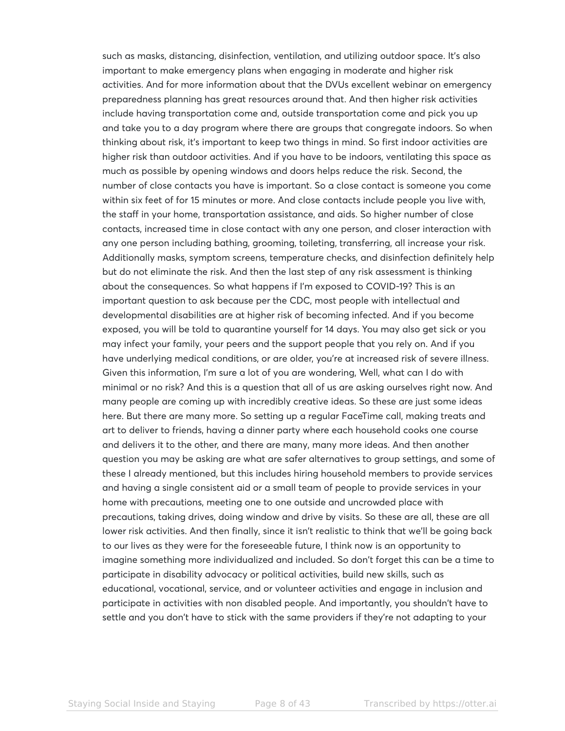such as masks, distancing, disinfection, ventilation, and utilizing outdoor space. It's also important to make emergency plans when engaging in moderate and higher risk activities. And for more information about that the DVUs excellent webinar on emergency preparedness planning has great resources around that. And then higher risk activities include having transportation come and, outside transportation come and pick you up and take you to a day program where there are groups that congregate indoors. So when thinking about risk, it's important to keep two things in mind. So first indoor activities are higher risk than outdoor activities. And if you have to be indoors, ventilating this space as much as possible by opening windows and doors helps reduce the risk. Second, the number of close contacts you have is important. So a close contact is someone you come within six feet of for 15 minutes or more. And close contacts include people you live with, the staff in your home, transportation assistance, and aids. So higher number of close contacts, increased time in close contact with any one person, and closer interaction with any one person including bathing, grooming, toileting, transferring, all increase your risk. Additionally masks, symptom screens, temperature checks, and disinfection definitely help but do not eliminate the risk. And then the last step of any risk assessment is thinking about the consequences. So what happens if I'm exposed to COVID-19? This is an important question to ask because per the CDC, most people with intellectual and developmental disabilities are at higher risk of becoming infected. And if you become exposed, you will be told to quarantine yourself for 14 days. You may also get sick or you may infect your family, your peers and the support people that you rely on. And if you have underlying medical conditions, or are older, you're at increased risk of severe illness. Given this information, I'm sure a lot of you are wondering, Well, what can I do with minimal or no risk? And this is a question that all of us are asking ourselves right now. And many people are coming up with incredibly creative ideas. So these are just some ideas here. But there are many more. So setting up a regular FaceTime call, making treats and art to deliver to friends, having a dinner party where each household cooks one course and delivers it to the other, and there are many, many more ideas. And then another question you may be asking are what are safer alternatives to group settings, and some of these I already mentioned, but this includes hiring household members to provide services and having a single consistent aid or a small team of people to provide services in your home with precautions, meeting one to one outside and uncrowded place with precautions, taking drives, doing window and drive by visits. So these are all, these are all lower risk activities. And then finally, since it isn't realistic to think that we'll be going back to our lives as they were for the foreseeable future, I think now is an opportunity to imagine something more individualized and included. So don't forget this can be a time to participate in disability advocacy or political activities, build new skills, such as educational, vocational, service, and or volunteer activities and engage in inclusion and participate in activities with non disabled people. And importantly, you shouldn't have to settle and you don't have to stick with the same providers if they're not adapting to your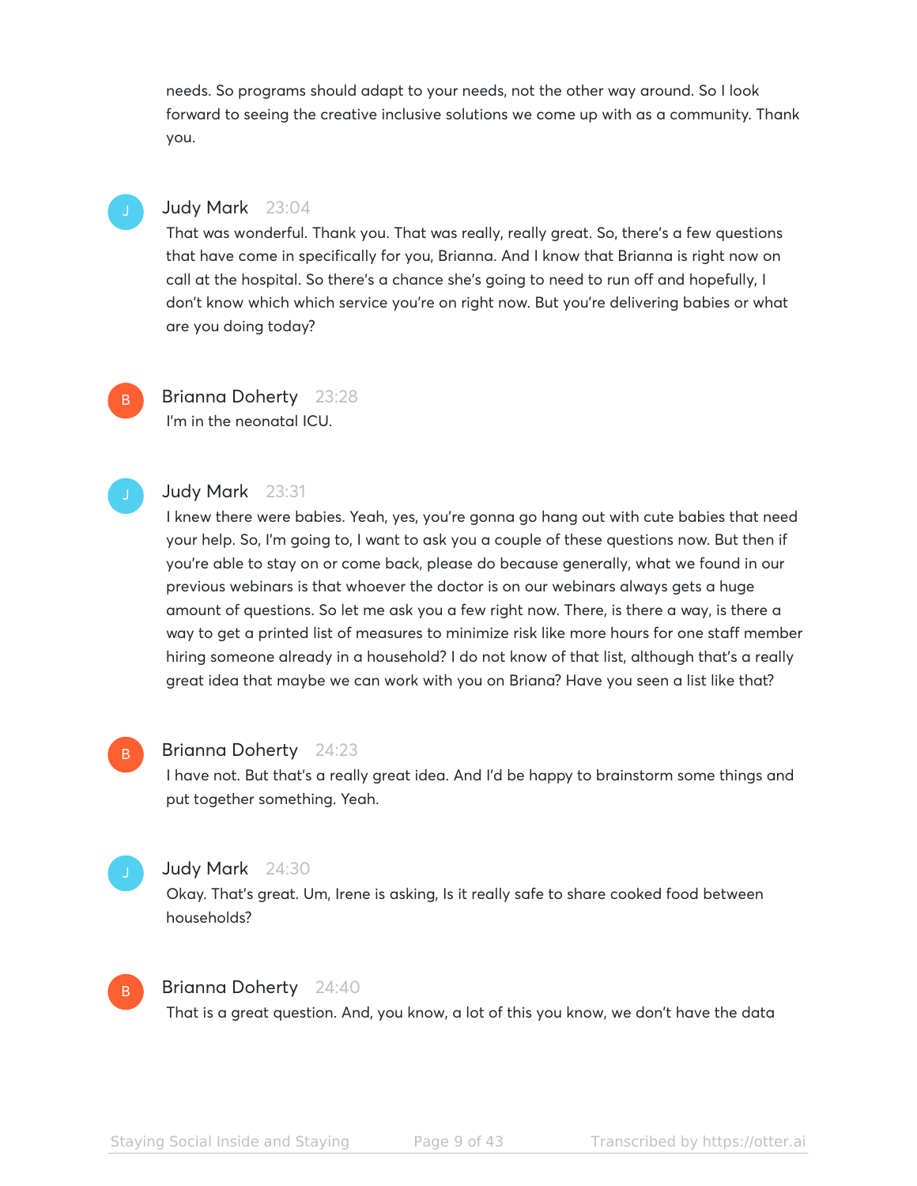needs. So programs should adapt to your needs, not the other way around. So I look forward to seeing the creative inclusive solutions we come up with as a community. Thank you.

**Judy Mark** 23:04

That was wonderful. Thank you. That was really, really great. So, there's a few questions that have come in specifically for you, Brianna. And I know that Brianna is right now on call at the hospital. So there's a chance she's going to need to run off and hopefully, I don't know which which service you're on right now. But you're delivering babies or what are you doing today?

**Brianna Doherty** 23:28

I'm in the neonatal ICU.

**Judy Mark** 23:31

I knew there were babies. Yeah, yes, you're gonna go hang out with cute babies that need your help. So, I'm going to, I want to ask you a couple of these questions now. But then if you're able to stay on or come back, please do because generally, what we found in our previous webinars is that whoever the doctor is on our webinars always gets a huge amount of questions. So let me ask you a few right now. There, is there a way, is there a way to get a printed list of measures to minimize risk like more hours for one staff member hiring someone already in a household? I do not know of that list, although that's a really great idea that maybe we can work with you on Briana? Have you seen a list like that?

**Brianna Doherty** 24:23

I have not. But that's a really great idea. And I'd be happy to brainstorm some things and put together something. Yeah.

**Judy Mark** 24:30

Okay. That's great. Um, Irene is asking, Is it really safe to share cooked food between households?

**Brianna Doherty** 24:40

That is a great question. And, you know, a lot of this you know, we don't have the data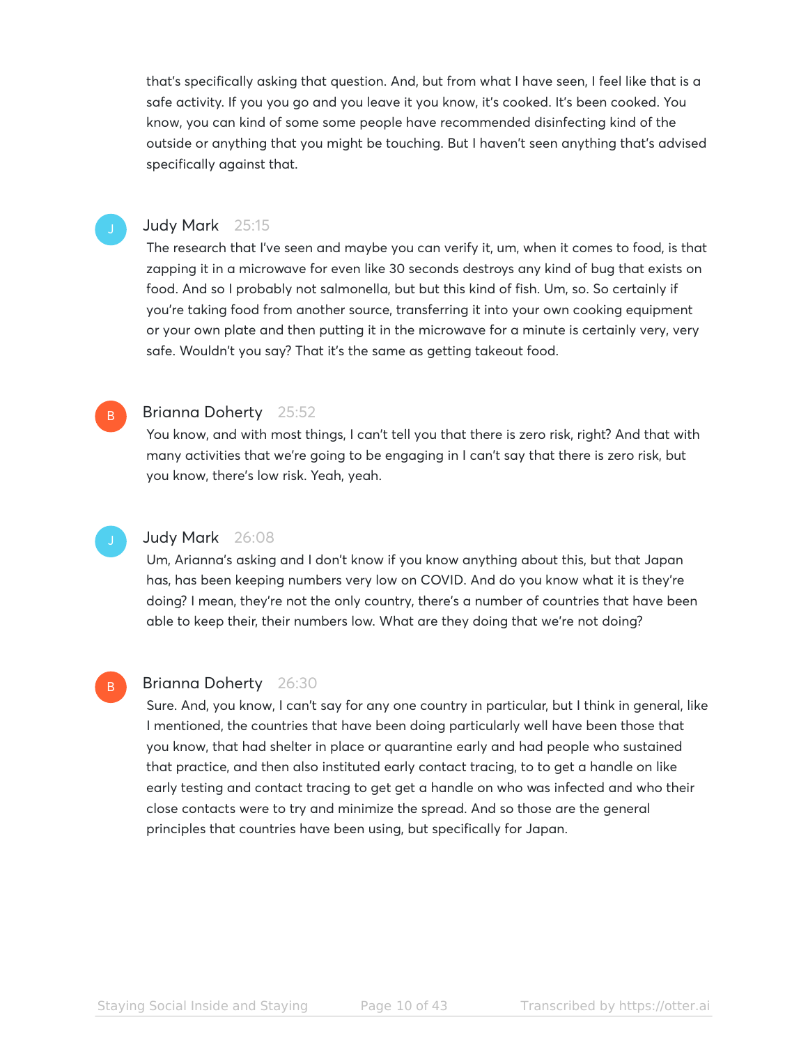that's specifically asking that question. And, but from what I have seen, I feel like that is a safe activity. If you you go and you leave it you know, it's cooked. It's been cooked. You know, you can kind of some some people have recommended disinfecting kind of the outside or anything that you might be touching. But I haven't seen anything that's advised specifically against that.

**Judy Mark** 25:15

The research that I've seen and maybe you can verify it, um, when it comes to food, is that zapping it in a microwave for even like 30 seconds destroys any kind of bug that exists on food. And so I probably not salmonella, but but this kind of fish. Um, so. So certainly if you're taking food from another source, transferring it into your own cooking equipment or your own plate and then putting it in the microwave for a minute is certainly very, very safe. Wouldn't you say? That it's the same as getting takeout food.

**Brianna Doherty** 25:52

You know, and with most things, I can't tell you that there is zero risk, right? And that with many activities that we're going to be engaging in I can't say that there is zero risk, but you know, there's low risk. Yeah, yeah.

**Judy Mark** 26:08

Um, Arianna's asking and I don't know if you know anything about this, but that Japan has, has been keeping numbers very low on COVID. And do you know what it is they're doing? I mean, they're not the only country, there's a number of countries that have been able to keep their, their numbers low. What are they doing that we're not doing?

**Brianna Doherty** 26:30

Sure. And, you know, I can't say for any one country in particular, but I think in general, like I mentioned, the countries that have been doing particularly well have been those that you know, that had shelter in place or quarantine early and had people who sustained that practice, and then also instituted early contact tracing, to to get a handle on like early testing and contact tracing to get get a handle on who was infected and who their close contacts were to try and minimize the spread. And so those are the general principles that countries have been using, but specifically for Japan.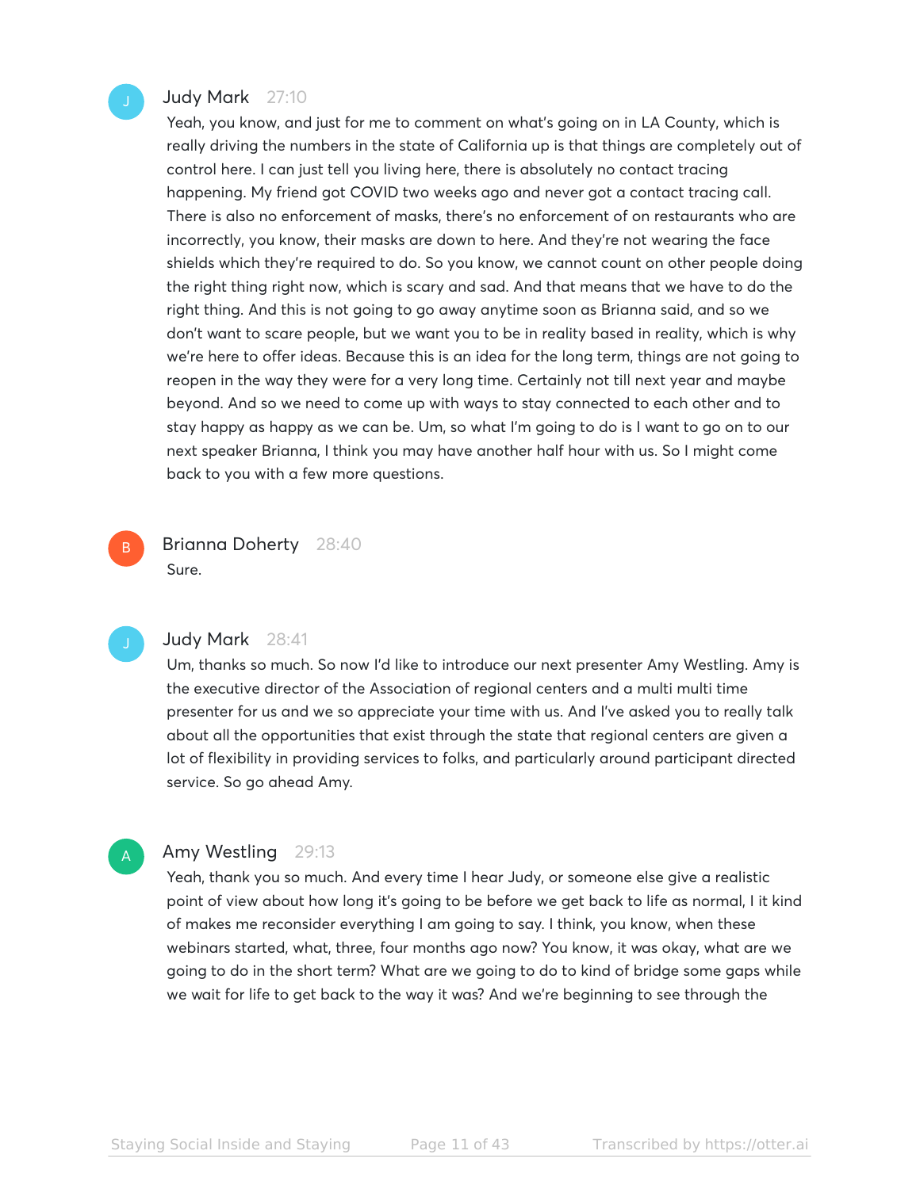**Judy Mark** 27:10

Yeah, you know, and just for me to comment on what's going on in LA County, which is really driving the numbers in the state of California up is that things are completely out of control here. I can just tell you living here, there is absolutely no contact tracing happening. My friend got COVID two weeks ago and never got a contact tracing call. There is also no enforcement of masks, there's no enforcement of on restaurants who are incorrectly, you know, their masks are down to here. And they're not wearing the face shields which they're required to do. So you know, we cannot count on other people doing the right thing right now, which is scary and sad. And that means that we have to do the right thing. And this is not going to go away anytime soon as Brianna said, and so we don't want to scare people, but we want you to be in reality based in reality, which is why we're here to offer ideas. Because this is an idea for the long term, things are not going to reopen in the way they were for a very long time. Certainly not till next year and maybe beyond. And so we need to come up with ways to stay connected to each other and to stay happy as happy as we can be. Um, so what I'm going to do is I want to go on to our next speaker Brianna, I think you may have another half hour with us. So I might come back to you with a few more questions.

**Brianna Doherty** 28:40

Sure.

**Judy Mark** 28:41

Um, thanks so much. So now I'd like to introduce our next presenter Amy Westling. Amy is the executive director of the Association of regional centers and a multi multi time presenter for us and we so appreciate your time with us. And I've asked you to really talk about all the opportunities that exist through the state that regional centers are given a lot of flexibility in providing services to folks, and particularly around participant directed service. So go ahead Amy.

**Amy Westling** 29:13

Yeah, thank you so much. And every time I hear Judy, or someone else give a realistic point of view about how long it's going to be before we get back to life as normal, I it kind of makes me reconsider everything I am going to say. I think, you know, when these webinars started, what, three, four months ago now? You know, it was okay, what are we going to do in the short term? What are we going to do to kind of bridge some gaps while we wait for life to get back to the way it was? And we're beginning to see through the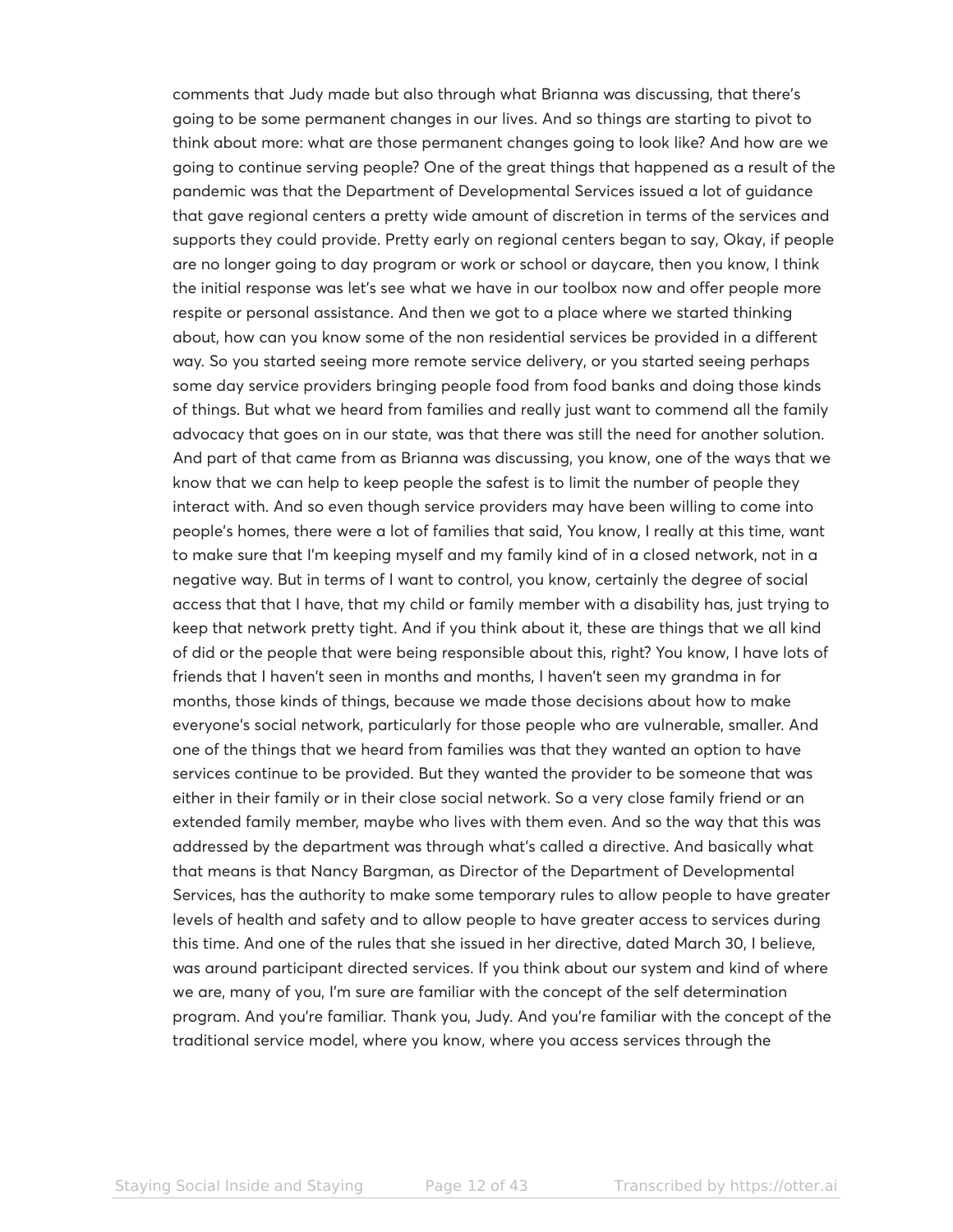comments that Judy made but also through what Brianna was discussing, that there's going to be some permanent changes in our lives. And so things are starting to pivot to think about more: what are those permanent changes going to look like? And how are we going to continue serving people? One of the great things that happened as a result of the pandemic was that the Department of Developmental Services issued a lot of guidance that gave regional centers a pretty wide amount of discretion in terms of the services and supports they could provide. Pretty early on regional centers began to say, Okay, if people are no longer going to day program or work or school or daycare, then you know, I think the initial response was let's see what we have in our toolbox now and offer people more respite or personal assistance. And then we got to a place where we started thinking about, how can you know some of the non residential services be provided in a different way. So you started seeing more remote service delivery, or you started seeing perhaps some day service providers bringing people food from food banks and doing those kinds of things. But what we heard from families and really just want to commend all the family advocacy that goes on in our state, was that there was still the need for another solution. And part of that came from as Brianna was discussing, you know, one of the ways that we know that we can help to keep people the safest is to limit the number of people they interact with. And so even though service providers may have been willing to come into people's homes, there were a lot of families that said, You know, I really at this time, want to make sure that I'm keeping myself and my family kind of in a closed network, not in a negative way. But in terms of I want to control, you know, certainly the degree of social access that that I have, that my child or family member with a disability has, just trying to keep that network pretty tight. And if you think about it, these are things that we all kind of did or the people that were being responsible about this, right? You know, I have lots of friends that I haven't seen in months and months, I haven't seen my grandma in for months, those kinds of things, because we made those decisions about how to make everyone's social network, particularly for those people who are vulnerable, smaller. And one of the things that we heard from families was that they wanted an option to have services continue to be provided. But they wanted the provider to be someone that was either in their family or in their close social network. So a very close family friend or an extended family member, maybe who lives with them even. And so the way that this was addressed by the department was through what's called a directive. And basically what that means is that Nancy Bargman, as Director of the Department of Developmental Services, has the authority to make some temporary rules to allow people to have greater levels of health and safety and to allow people to have greater access to services during this time. And one of the rules that she issued in her directive, dated March 30, I believe, was around participant directed services. If you think about our system and kind of where we are, many of you, I'm sure are familiar with the concept of the self determination program. And you're familiar. Thank you, Judy. And you're familiar with the concept of the traditional service model, where you know, where you access services through the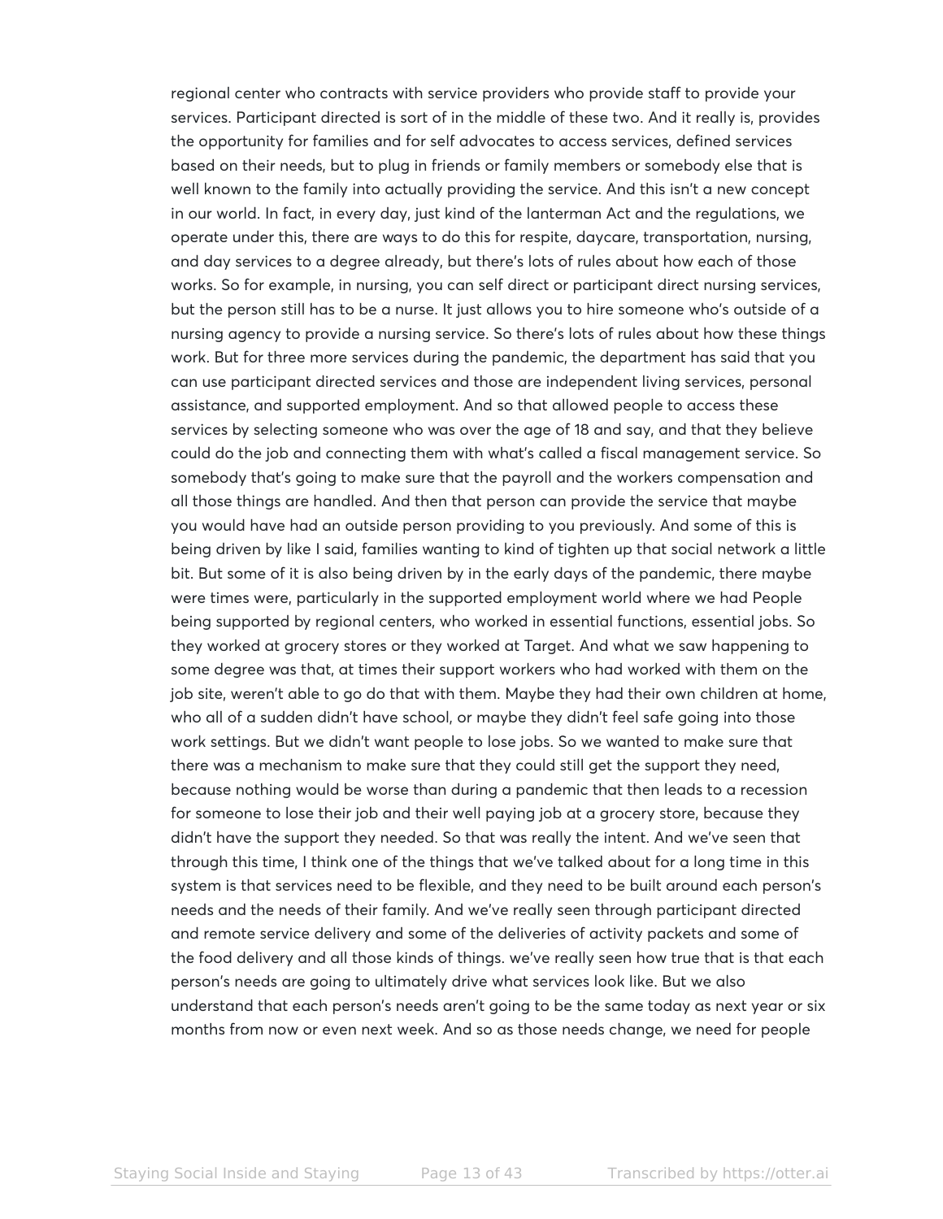regional center who contracts with service providers who provide staff to provide your services. Participant directed is sort of in the middle of these two. And it really is, provides the opportunity for families and for self advocates to access services, defined services based on their needs, but to plug in friends or family members or somebody else that is well known to the family into actually providing the service. And this isn't a new concept in our world. In fact, in every day, just kind of the lanterman Act and the regulations, we operate under this, there are ways to do this for respite, daycare, transportation, nursing, and day services to a degree already, but there's lots of rules about how each of those works. So for example, in nursing, you can self direct or participant direct nursing services, but the person still has to be a nurse. It just allows you to hire someone who's outside of a nursing agency to provide a nursing service. So there's lots of rules about how these things work. But for three more services during the pandemic, the department has said that you can use participant directed services and those are independent living services, personal assistance, and supported employment. And so that allowed people to access these services by selecting someone who was over the age of 18 and say, and that they believe could do the job and connecting them with what's called a fiscal management service. So somebody that's going to make sure that the payroll and the workers compensation and all those things are handled. And then that person can provide the service that maybe you would have had an outside person providing to you previously. And some of this is being driven by like I said, families wanting to kind of tighten up that social network a little bit. But some of it is also being driven by in the early days of the pandemic, there maybe were times were, particularly in the supported employment world where we had People being supported by regional centers, who worked in essential functions, essential jobs. So they worked at grocery stores or they worked at Target. And what we saw happening to some degree was that, at times their support workers who had worked with them on the job site, weren't able to go do that with them. Maybe they had their own children at home, who all of a sudden didn't have school, or maybe they didn't feel safe going into those work settings. But we didn't want people to lose jobs. So we wanted to make sure that there was a mechanism to make sure that they could still get the support they need, because nothing would be worse than during a pandemic that then leads to a recession for someone to lose their job and their well paying job at a grocery store, because they didn't have the support they needed. So that was really the intent. And we've seen that through this time, I think one of the things that we've talked about for a long time in this system is that services need to be flexible, and they need to be built around each person's needs and the needs of their family. And we've really seen through participant directed and remote service delivery and some of the deliveries of activity packets and some of the food delivery and all those kinds of things. we've really seen how true that is that each person's needs are going to ultimately drive what services look like. But we also understand that each person's needs aren't going to be the same today as next year or six months from now or even next week. And so as those needs change, we need for people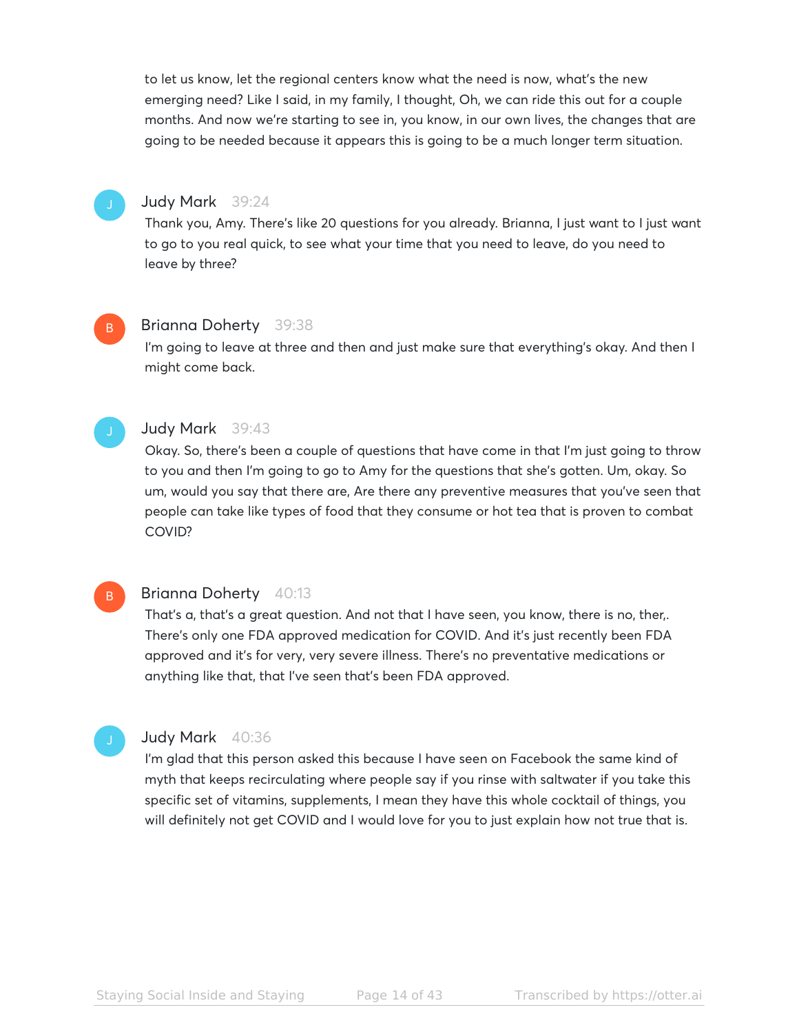to let us know, let the regional centers know what the need is now, what's the new emerging need? Like I said, in my family, I thought, Oh, we can ride this out for a couple months. And now we're starting to see in, you know, in our own lives, the changes that are going to be needed because it appears this is going to be a much longer term situation.

**Judy Mark** 39:24

Thank you, Amy. There's like 20 questions for you already. Brianna, I just want to I just want to go to you real quick, to see what your time that you need to leave, do you need to leave by three?

**Brianna Doherty** 39:38

I'm going to leave at three and then and just make sure that everything's okay. And then I might come back.

**Judy Mark** 39:43

Okay. So, there's been a couple of questions that have come in that I'm just going to throw to you and then I'm going to go to Amy for the questions that she's gotten. Um, okay. So um, would you say that there are, Are there any preventive measures that you've seen that people can take like types of food that they consume or hot tea that is proven to combat COVID?

**Brianna Doherty** 40:13

That's a, that's a great question. And not that I have seen, you know, there is no, ther,. There's only one FDA approved medication for COVID. And it's just recently been FDA approved and it's for very, very severe illness. There's no preventative medications or anything like that, that I've seen that's been FDA approved.

**Judy Mark** 40:36

I'm glad that this person asked this because I have seen on Facebook the same kind of myth that keeps recirculating where people say if you rinse with saltwater if you take this specific set of vitamins, supplements, I mean they have this whole cocktail of things, you will definitely not get COVID and I would love for you to just explain how not true that is.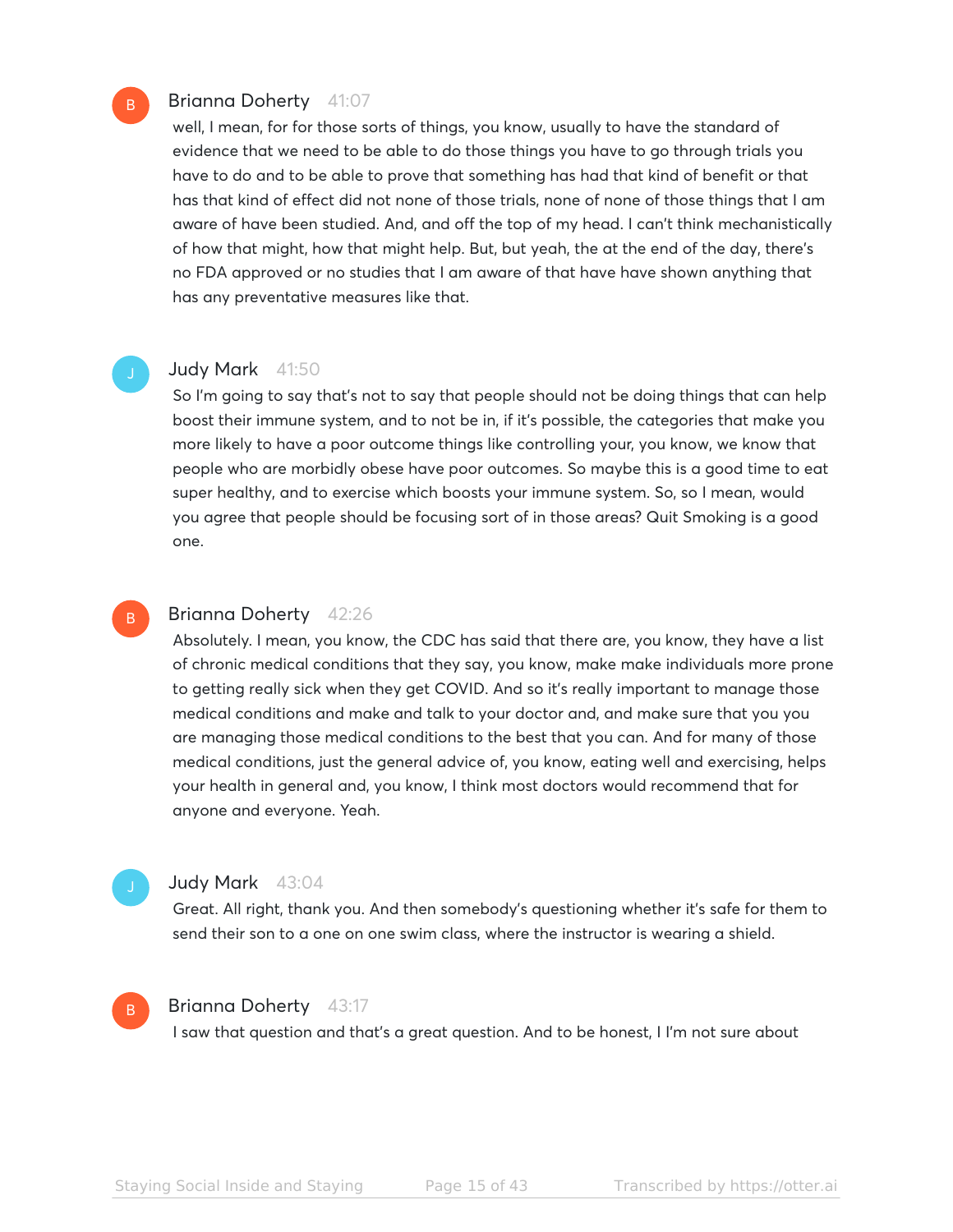**Brianna Doherty** 41:07

well, I mean, for for those sorts of things, you know, usually to have the standard of evidence that we need to be able to do those things you have to go through trials you have to do and to be able to prove that something has had that kind of benefit or that has that kind of effect did not none of those trials, none of none of those things that I am aware of have been studied. And, and off the top of my head. I can't think mechanistically of how that might, how that might help. But, but yeah, the at the end of the day, there's no FDA approved or no studies that I am aware of that have have shown anything that has any preventative measures like that.

**Judy Mark** 41:50

So I'm going to say that's not to say that people should not be doing things that can help boost their immune system, and to not be in, if it's possible, the categories that make you more likely to have a poor outcome things like controlling your, you know, we know that people who are morbidly obese have poor outcomes. So maybe this is a good time to eat super healthy, and to exercise which boosts your immune system. So, so I mean, would you agree that people should be focusing sort of in those areas? Quit Smoking is a good one.

**Brianna Doherty** 42:26

Absolutely. I mean, you know, the CDC has said that there are, you know, they have a list of chronic medical conditions that they say, you know, make make individuals more prone to getting really sick when they get COVID. And so it's really important to manage those medical conditions and make and talk to your doctor and, and make sure that you you are managing those medical conditions to the best that you can. And for many of those medical conditions, just the general advice of, you know, eating well and exercising, helps your health in general and, you know, I think most doctors would recommend that for anyone and everyone. Yeah.

**Judy Mark** 43:04

Great. All right, thank you. And then somebody's questioning whether it's safe for them to send their son to a one on one swim class, where the instructor is wearing a shield.

**Brianna Doherty** 43:17

I saw that question and that's a great question. And to be honest, I I'm not sure about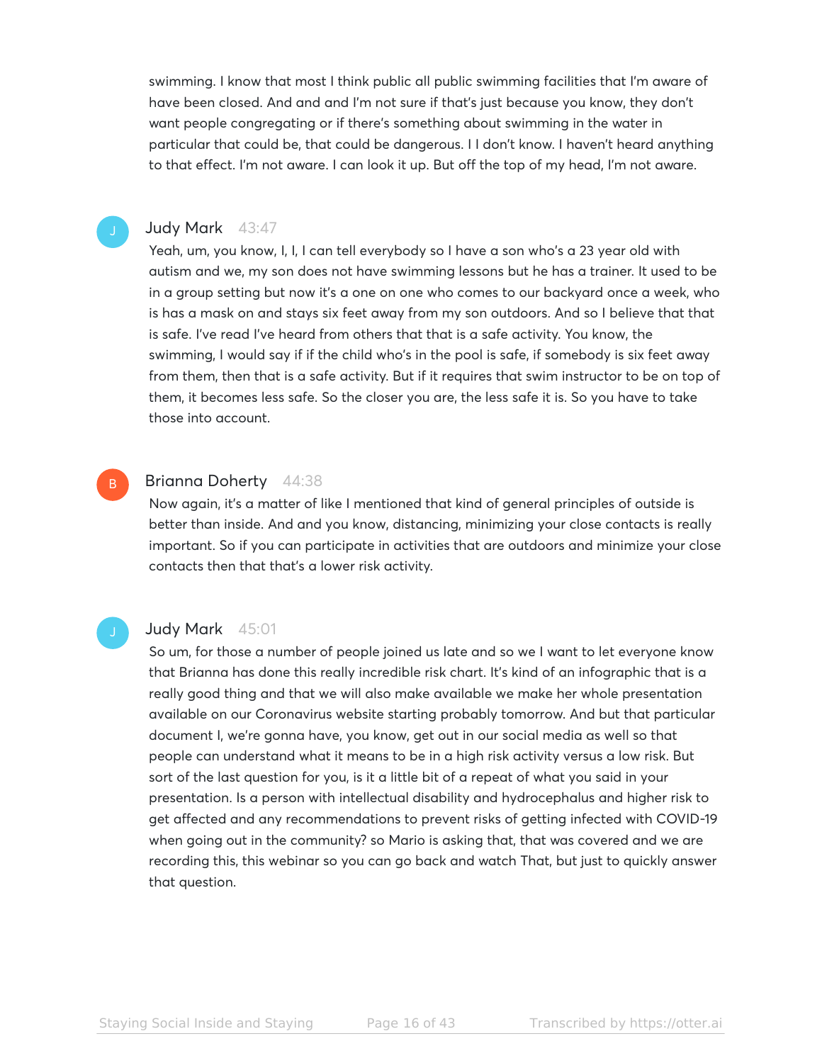swimming. I know that most I think public all public swimming facilities that I'm aware of have been closed. And and and I'm not sure if that's just because you know, they don't want people congregating or if there's something about swimming in the water in particular that could be, that could be dangerous. I I don't know. I haven't heard anything to that effect. I'm not aware. I can look it up. But off the top of my head, I'm not aware.

**Judy Mark** 43:47

Yeah, um, you know, I, I, I can tell everybody so I have a son who's a 23 year old with autism and we, my son does not have swimming lessons but he has a trainer. It used to be in a group setting but now it's a one on one who comes to our backyard once a week, who is has a mask on and stays six feet away from my son outdoors. And so I believe that that is safe. I've read I've heard from others that that is a safe activity. You know, the swimming, I would say if if the child who's in the pool is safe, if somebody is six feet away from them, then that is a safe activity. But if it requires that swim instructor to be on top of them, it becomes less safe. So the closer you are, the less safe it is. So you have to take those into account.

**Brianna Doherty** 44:38

Now again, it's a matter of like I mentioned that kind of general principles of outside is better than inside. And and you know, distancing, minimizing your close contacts is really important. So if you can participate in activities that are outdoors and minimize your close contacts then that that's a lower risk activity.

**Judy Mark** 45:01

So um, for those a number of people joined us late and so we I want to let everyone know that Brianna has done this really incredible risk chart. It's kind of an infographic that is a really good thing and that we will also make available we make her whole presentation available on our Coronavirus website starting probably tomorrow. And but that particular document I, we're gonna have, you know, get out in our social media as well so that people can understand what it means to be in a high risk activity versus a low risk. But sort of the last question for you, is it a little bit of a repeat of what you said in your presentation. Is a person with intellectual disability and hydrocephalus and higher risk to get affected and any recommendations to prevent risks of getting infected with COVID-19 when going out in the community? so Mario is asking that, that was covered and we are recording this, this webinar so you can go back and watch That, but just to quickly answer that question.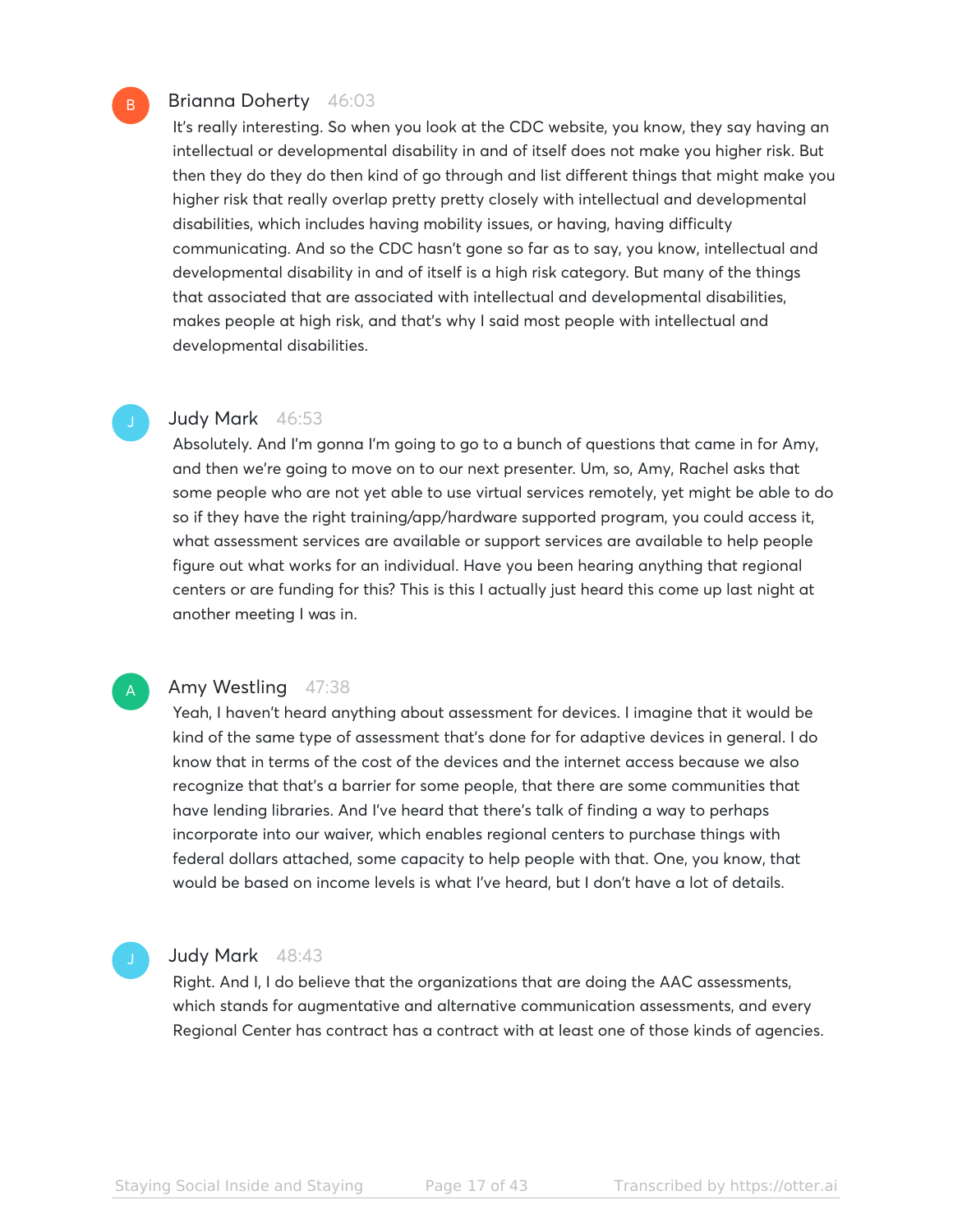**Brianna Doherty** 46:03

It's really interesting. So when you look at the CDC website, you know, they say having an intellectual or developmental disability in and of itself does not make you higher risk. But then they do they do then kind of go through and list different things that might make you higher risk that really overlap pretty pretty closely with intellectual and developmental disabilities, which includes having mobility issues, or having, having difficulty communicating. And so the CDC hasn't gone so far as to say, you know, intellectual and developmental disability in and of itself is a high risk category. But many of the things that associated that are associated with intellectual and developmental disabilities, makes people at high risk, and that's why I said most people with intellectual and developmental disabilities.

**Judy Mark** 46:53

Absolutely. And I'm gonna I'm going to go to a bunch of questions that came in for Amy, and then we're going to move on to our next presenter. Um, so, Amy, Rachel asks that some people who are not yet able to use virtual services remotely, yet might be able to do so if they have the right training/app/hardware supported program, you could access it, what assessment services are available or support services are available to help people figure out what works for an individual. Have you been hearing anything that regional centers or are funding for this? This is this I actually just heard this come up last night at another meeting I was in.

**Amy Westling** 47:38

Yeah, I haven't heard anything about assessment for devices. I imagine that it would be kind of the same type of assessment that's done for for adaptive devices in general. I do know that in terms of the cost of the devices and the internet access because we also recognize that that's a barrier for some people, that there are some communities that have lending libraries. And I've heard that there's talk of finding a way to perhaps incorporate into our waiver, which enables regional centers to purchase things with federal dollars attached, some capacity to help people with that. One, you know, that would be based on income levels is what I've heard, but I don't have a lot of details.

**Judy Mark** 48:43

Right. And I, I do believe that the organizations that are doing the AAC assessments, which stands for augmentative and alternative communication assessments, and every Regional Center has contract has a contract with at least one of those kinds of agencies.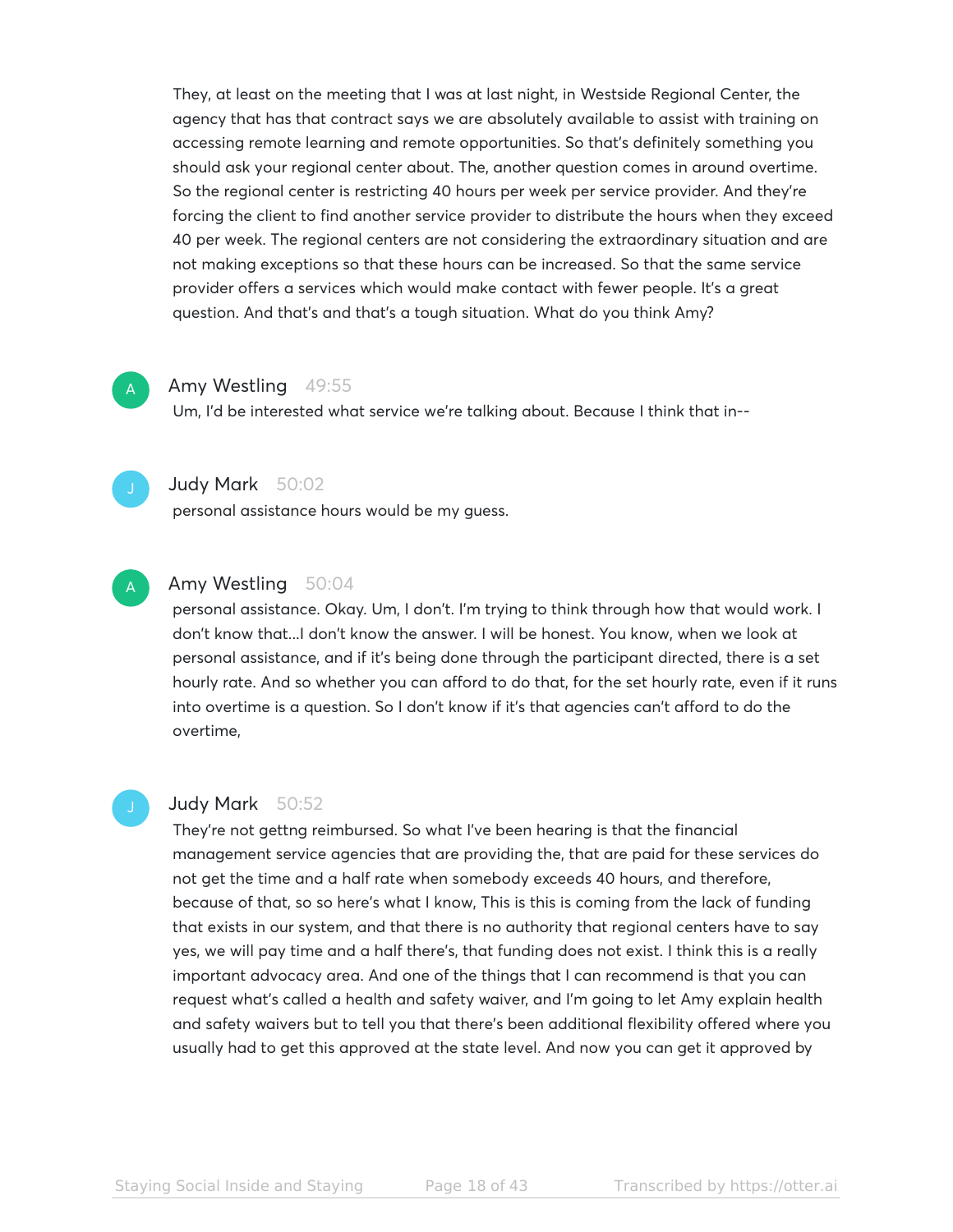They, at least on the meeting that I was at last night, in Westside Regional Center, the agency that has that contract says we are absolutely available to assist with training on accessing remote learning and remote opportunities. So that's definitely something you should ask your regional center about. The, another question comes in around overtime. So the regional center is restricting 40 hours per week per service provider. And they're forcing the client to find another service provider to distribute the hours when they exceed 40 per week. The regional centers are not considering the extraordinary situation and are not making exceptions so that these hours can be increased. So that the same service provider offers a services which would make contact with fewer people. It's a great question. And that's and that's a tough situation. What do you think Amy?

**Amy Westling** 49:55

Um, I'd be interested what service we're talking about. Because I think that in--

**Judy Mark** 50:02

personal assistance hours would be my guess.

**Amy Westling** 50:04

personal assistance. Okay. Um, I don't. I'm trying to think through how that would work. I don't know that...I don't know the answer. I will be honest. You know, when we look at personal assistance, and if it's being done through the participant directed, there is a set hourly rate. And so whether you can afford to do that, for the set hourly rate, even if it runs into overtime is a question. So I don't know if it's that agencies can't afford to do the overtime,

**Judy Mark** 50:52

They're not gettng reimbursed. So what I've been hearing is that the financial management service agencies that are providing the, that are paid for these services do not get the time and a half rate when somebody exceeds 40 hours, and therefore, because of that, so so here's what I know, This is this is coming from the lack of funding that exists in our system, and that there is no authority that regional centers have to say yes, we will pay time and a half there's, that funding does not exist. I think this is a really important advocacy area. And one of the things that I can recommend is that you can request what's called a health and safety waiver, and I'm going to let Amy explain health and safety waivers but to tell you that there's been additional flexibility offered where you usually had to get this approved at the state level. And now you can get it approved by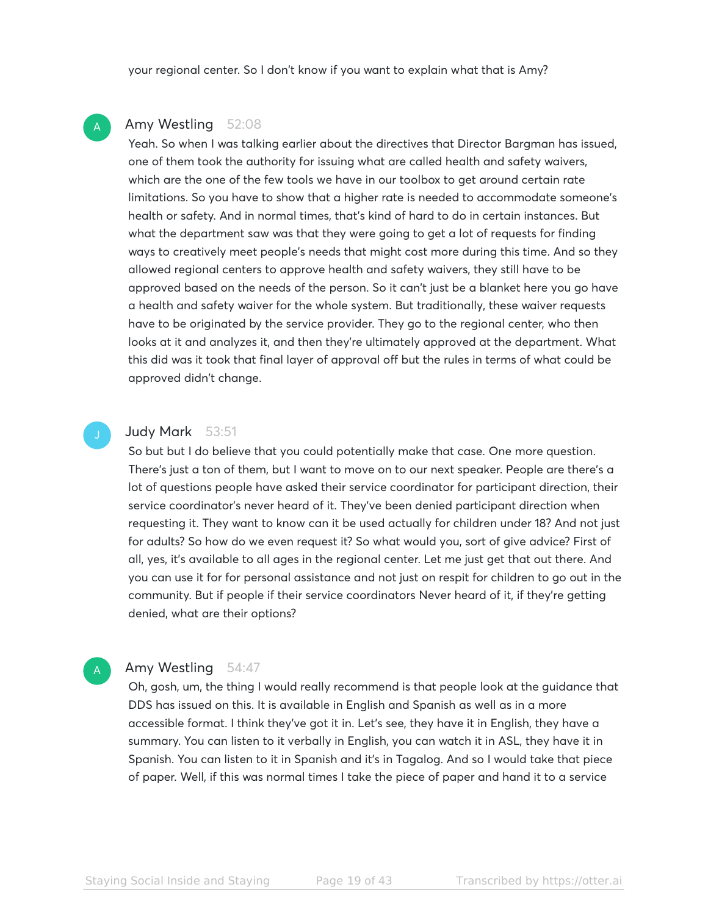your regional center. So I don't know if you want to explain what that is Amy?

**Amy Westling** 52:08

Yeah. So when I was talking earlier about the directives that Director Bargman has issued, one of them took the authority for issuing what are called health and safety waivers, which are the one of the few tools we have in our toolbox to get around certain rate limitations. So you have to show that a higher rate is needed to accommodate someone's health or safety. And in normal times, that's kind of hard to do in certain instances. But what the department saw was that they were going to get a lot of requests for finding ways to creatively meet people's needs that might cost more during this time. And so they allowed regional centers to approve health and safety waivers, they still have to be approved based on the needs of the person. So it can't just be a blanket here you go have a health and safety waiver for the whole system. But traditionally, these waiver requests have to be originated by the service provider. They go to the regional center, who then looks at it and analyzes it, and then they're ultimately approved at the department. What this did was it took that final layer of approval off but the rules in terms of what could be approved didn't change.

**Judy Mark** 53:51

So but but I do believe that you could potentially make that case. One more question. There's just a ton of them, but I want to move on to our next speaker. People are there's a lot of questions people have asked their service coordinator for participant direction, their service coordinator's never heard of it. They've been denied participant direction when requesting it. They want to know can it be used actually for children under 18? And not just for adults? So how do we even request it? So what would you, sort of give advice? First of all, yes, it's available to all ages in the regional center. Let me just get that out there. And you can use it for for personal assistance and not just on respit for children to go out in the community. But if people if their service coordinators Never heard of it, if they're getting denied, what are their options?

**Amy Westling** 54:47

Oh, gosh, um, the thing I would really recommend is that people look at the guidance that DDS has issued on this. It is available in English and Spanish as well as in a more accessible format. I think they've got it in. Let's see, they have it in English, they have a summary. You can listen to it verbally in English, you can watch it in ASL, they have it in Spanish. You can listen to it in Spanish and it's in Tagalog. And so I would take that piece of paper. Well, if this was normal times I take the piece of paper and hand it to a service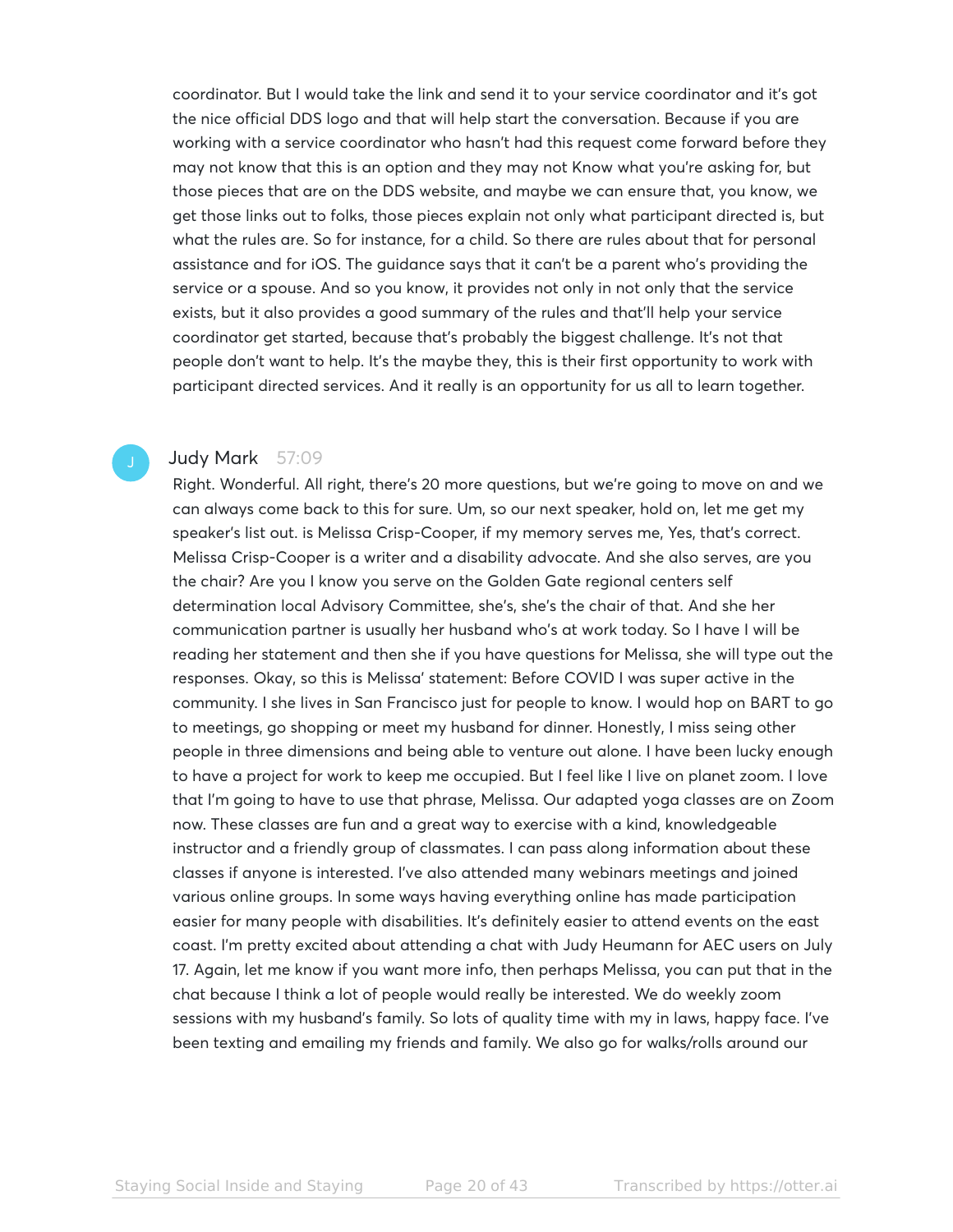coordinator. But I would take the link and send it to your service coordinator and it's got the nice official DDS logo and that will help start the conversation. Because if you are working with a service coordinator who hasn't had this request come forward before they may not know that this is an option and they may not Know what you're asking for, but those pieces that are on the DDS website, and maybe we can ensure that, you know, we get those links out to folks, those pieces explain not only what participant directed is, but what the rules are. So for instance, for a child. So there are rules about that for personal assistance and for iOS. The guidance says that it can't be a parent who's providing the service or a spouse. And so you know, it provides not only in not only that the service exists, but it also provides a good summary of the rules and that'll help your service coordinator get started, because that's probably the biggest challenge. It's not that people don't want to help. It's the maybe they, this is their first opportunity to work with participant directed services. And it really is an opportunity for us all to learn together.

**Judy Mark** 57:09

Right. Wonderful. All right, there's 20 more questions, but we're going to move on and we can always come back to this for sure. Um, so our next speaker, hold on, let me get my speaker's list out. is Melissa Crisp-Cooper, if my memory serves me, Yes, that's correct. Melissa Crisp-Cooper is a writer and a disability advocate. And she also serves, are you the chair? Are you I know you serve on the Golden Gate regional centers self determination local Advisory Committee, she's, she's the chair of that. And she her communication partner is usually her husband who's at work today. So I have I will be reading her statement and then she if you have questions for Melissa, she will type out the responses. Okay, so this is Melissa' statement: Before COVID I was super active in the community. I she lives in San Francisco just for people to know. I would hop on BART to go to meetings, go shopping or meet my husband for dinner. Honestly, I miss seing other people in three dimensions and being able to venture out alone. I have been lucky enough to have a project for work to keep me occupied. But I feel like I live on planet zoom. I love that I'm going to have to use that phrase, Melissa. Our adapted yoga classes are on Zoom now. These classes are fun and a great way to exercise with a kind, knowledgeable instructor and a friendly group of classmates. I can pass along information about these classes if anyone is interested. I've also attended many webinars meetings and joined various online groups. In some ways having everything online has made participation easier for many people with disabilities. It's definitely easier to attend events on the east coast. I'm pretty excited about attending a chat with Judy Heumann for AEC users on July 17. Again, let me know if you want more info, then perhaps Melissa, you can put that in the chat because I think a lot of people would really be interested. We do weekly zoom sessions with my husband's family. So lots of quality time with my in laws, happy face. I've been texting and emailing my friends and family. We also go for walks/rolls around our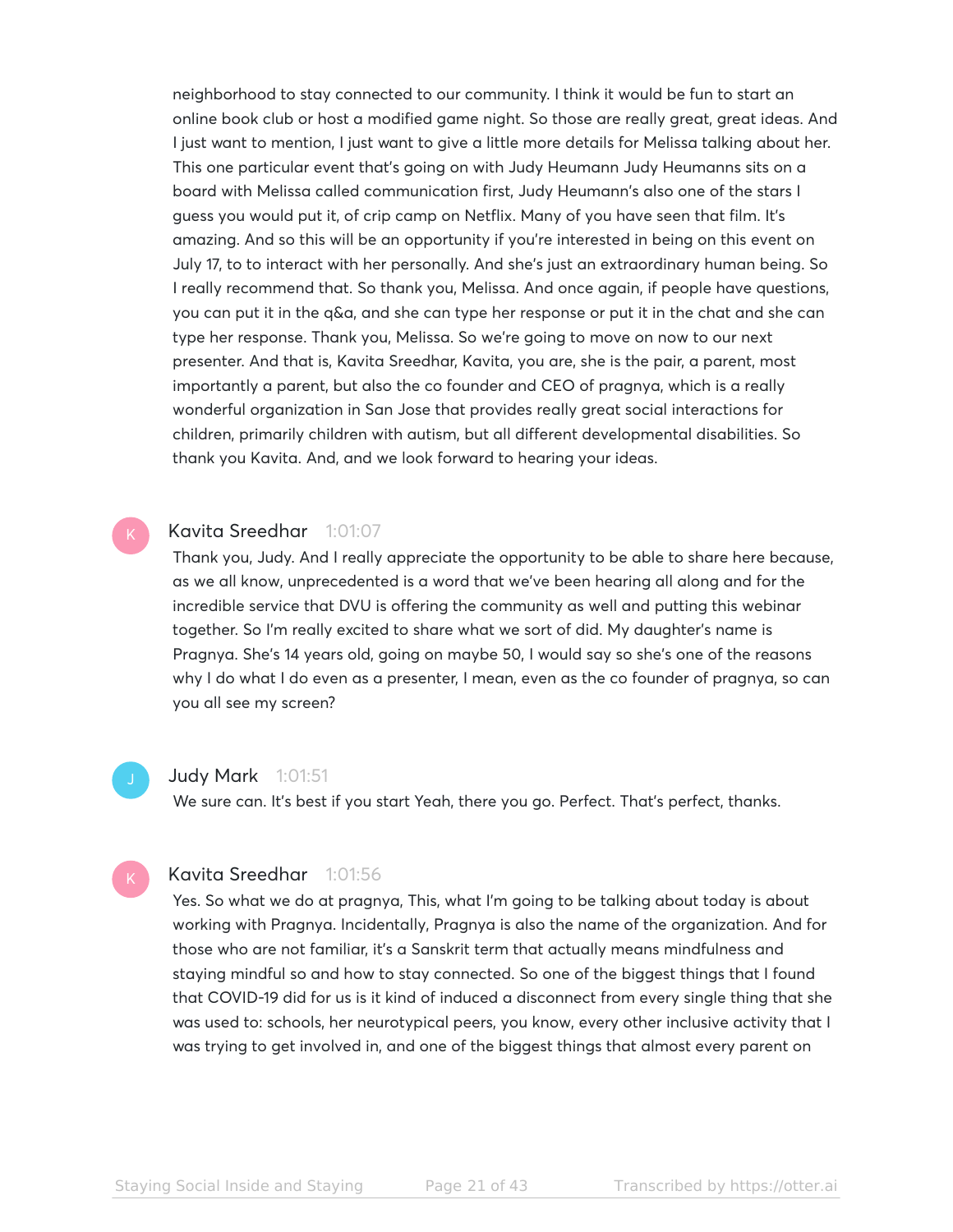neighborhood to stay connected to our community. I think it would be fun to start an online book club or host a modified game night. So those are really great, great ideas. And I just want to mention, I just want to give a little more details for Melissa talking about her. This one particular event that's going on with Judy Heumann Judy Heumanns sits on a board with Melissa called communication first, Judy Heumann's also one of the stars I guess you would put it, of crip camp on Netflix. Many of you have seen that film. It's amazing. And so this will be an opportunity if you're interested in being on this event on July 17, to to interact with her personally. And she's just an extraordinary human being. So I really recommend that. So thank you, Melissa. And once again, if people have questions, you can put it in the q&a, and she can type her response or put it in the chat and she can type her response. Thank you, Melissa. So we're going to move on now to our next presenter. And that is, Kavita Sreedhar, Kavita, you are, she is the pair, a parent, most importantly a parent, but also the co founder and CEO of pragnya, which is a really wonderful organization in San Jose that provides really great social interactions for children, primarily children with autism, but all different developmental disabilities. So thank you Kavita. And, and we look forward to hearing your ideas.

**Kavita Sreedhar** 1:01:07

Thank you, Judy. And I really appreciate the opportunity to be able to share here because, as we all know, unprecedented is a word that we've been hearing all along and for the incredible service that DVU is offering the community as well and putting this webinar together. So I'm really excited to share what we sort of did. My daughter's name is Pragnya. She's 14 years old, going on maybe 50, I would say so she's one of the reasons why I do what I do even as a presenter, I mean, even as the co founder of pragnya, so can you all see my screen?

**Judy Mark** 1:01:51

We sure can. It's best if you start Yeah, there you go. Perfect. That's perfect, thanks.

**Kavita Sreedhar** 1:01:56

Yes. So what we do at pragnya, This, what I'm going to be talking about today is about working with Pragnya. Incidentally, Pragnya is also the name of the organization. And for those who are not familiar, it's a Sanskrit term that actually means mindfulness and staying mindful so and how to stay connected. So one of the biggest things that I found that COVID-19 did for us is it kind of induced a disconnect from every single thing that she was used to: schools, her neurotypical peers, you know, every other inclusive activity that I was trying to get involved in, and one of the biggest things that almost every parent on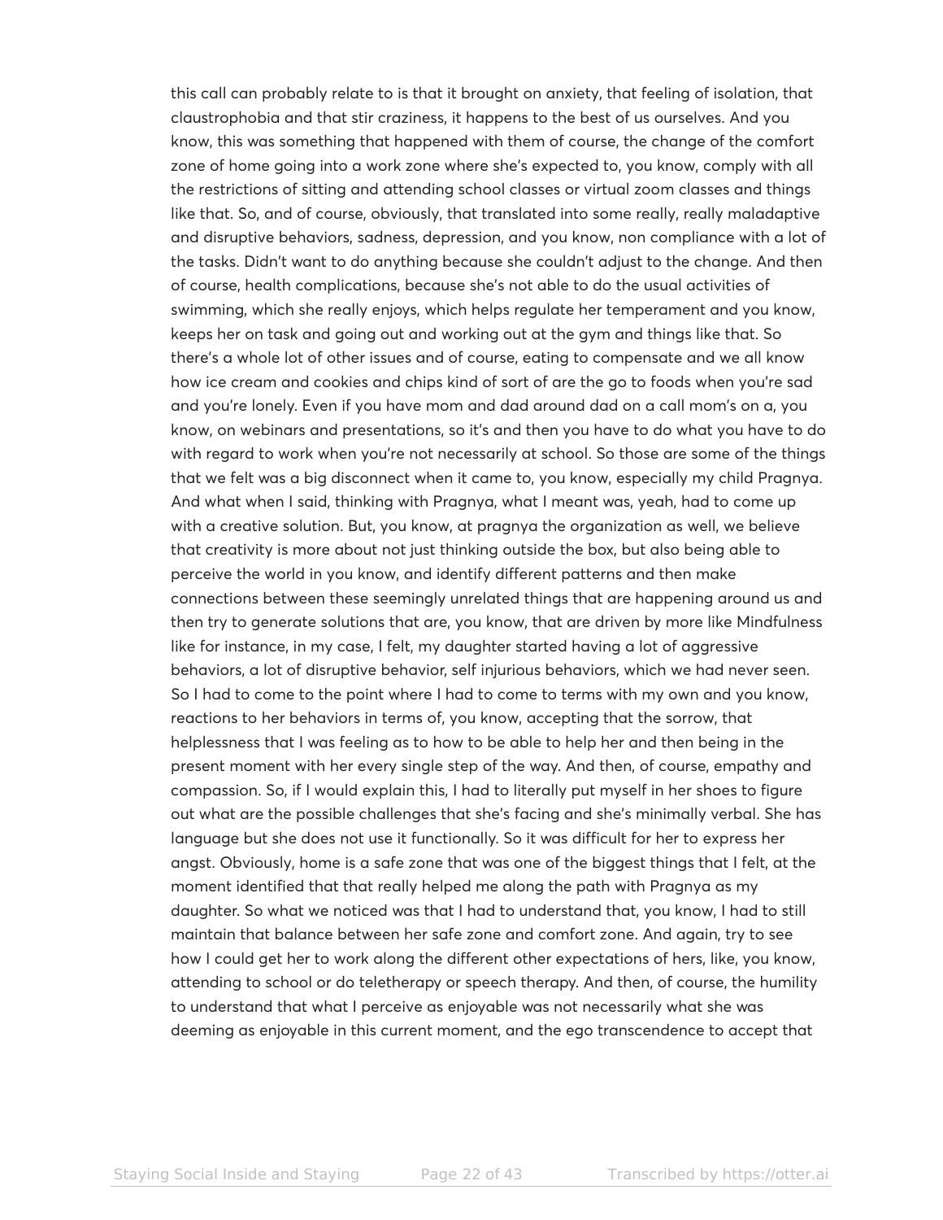this call can probably relate to is that it brought on anxiety, that feeling of isolation, that claustrophobia and that stir craziness, it happens to the best of us ourselves. And you know, this was something that happened with them of course, the change of the comfort zone of home going into a work zone where she's expected to, you know, comply with all the restrictions of sitting and attending school classes or virtual zoom classes and things like that. So, and of course, obviously, that translated into some really, really maladaptive and disruptive behaviors, sadness, depression, and you know, non compliance with a lot of the tasks. Didn't want to do anything because she couldn't adjust to the change. And then of course, health complications, because she's not able to do the usual activities of swimming, which she really enjoys, which helps regulate her temperament and you know, keeps her on task and going out and working out at the gym and things like that. So there's a whole lot of other issues and of course, eating to compensate and we all know how ice cream and cookies and chips kind of sort of are the go to foods when you're sad and you're lonely. Even if you have mom and dad around dad on a call mom's on a, you know, on webinars and presentations, so it's and then you have to do what you have to do with regard to work when you're not necessarily at school. So those are some of the things that we felt was a big disconnect when it came to, you know, especially my child Pragnya. And what when I said, thinking with Pragnya, what I meant was, yeah, had to come up with a creative solution. But, you know, at pragnya the organization as well, we believe that creativity is more about not just thinking outside the box, but also being able to perceive the world in you know, and identify different patterns and then make connections between these seemingly unrelated things that are happening around us and then try to generate solutions that are, you know, that are driven by more like Mindfulness like for instance, in my case, I felt, my daughter started having a lot of aggressive behaviors, a lot of disruptive behavior, self injurious behaviors, which we had never seen. So I had to come to the point where I had to come to terms with my own and you know, reactions to her behaviors in terms of, you know, accepting that the sorrow, that helplessness that I was feeling as to how to be able to help her and then being in the present moment with her every single step of the way. And then, of course, empathy and compassion. So, if I would explain this, I had to literally put myself in her shoes to figure out what are the possible challenges that she's facing and she's minimally verbal. She has language but she does not use it functionally. So it was difficult for her to express her angst. Obviously, home is a safe zone that was one of the biggest things that I felt, at the moment identified that that really helped me along the path with Pragnya as my daughter. So what we noticed was that I had to understand that, you know, I had to still maintain that balance between her safe zone and comfort zone. And again, try to see how I could get her to work along the different other expectations of hers, like, you know, attending to school or do teletherapy or speech therapy. And then, of course, the humility to understand that what I perceive as enjoyable was not necessarily what she was deeming as enjoyable in this current moment, and the ego transcendence to accept that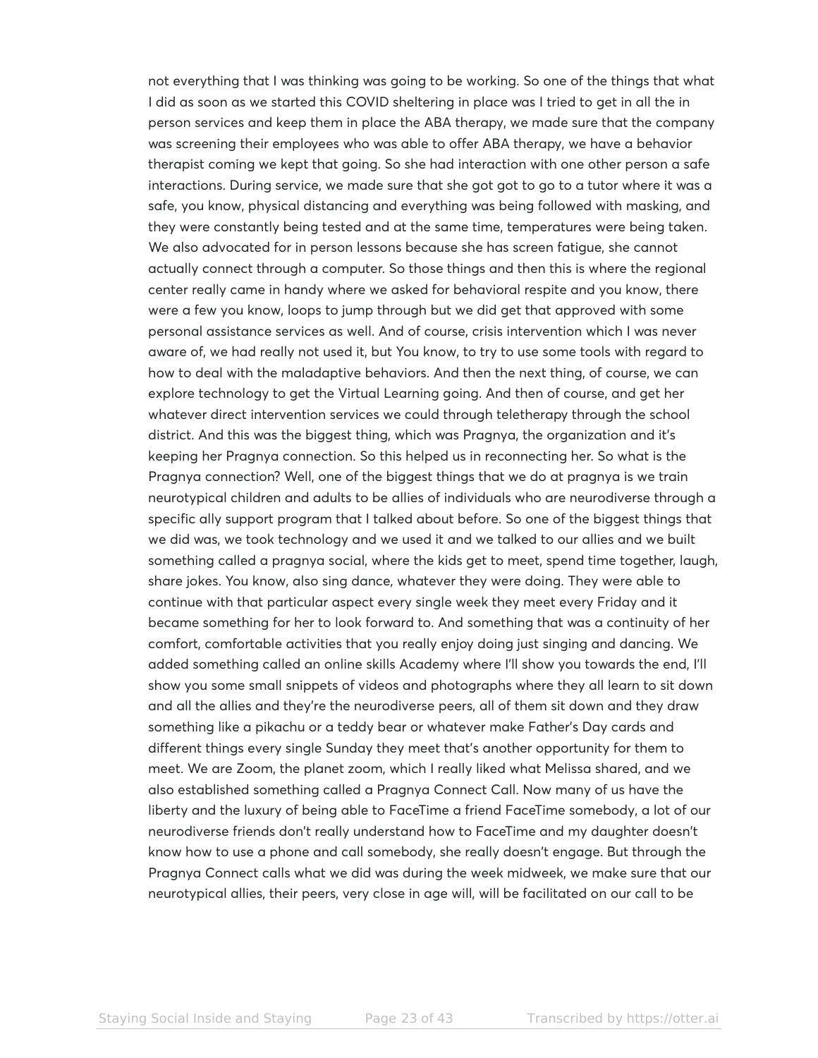not everything that I was thinking was going to be working. So one of the things that what I did as soon as we started this COVID sheltering in place was I tried to get in all the in person services and keep them in place the ABA therapy, we made sure that the company was screening their employees who was able to offer ABA therapy, we have a behavior therapist coming we kept that going. So she had interaction with one other person a safe interactions. During service, we made sure that she got got to go to a tutor where it was a safe, you know, physical distancing and everything was being followed with masking, and they were constantly being tested and at the same time, temperatures were being taken. We also advocated for in person lessons because she has screen fatigue, she cannot actually connect through a computer. So those things and then this is where the regional center really came in handy where we asked for behavioral respite and you know, there were a few you know, loops to jump through but we did get that approved with some personal assistance services as well. And of course, crisis intervention which I was never aware of, we had really not used it, but You know, to try to use some tools with regard to how to deal with the maladaptive behaviors. And then the next thing, of course, we can explore technology to get the Virtual Learning going. And then of course, and get her whatever direct intervention services we could through teletherapy through the school district. And this was the biggest thing, which was Pragnya, the organization and it's keeping her Pragnya connection. So this helped us in reconnecting her. So what is the Pragnya connection? Well, one of the biggest things that we do at pragnya is we train neurotypical children and adults to be allies of individuals who are neurodiverse through a specific ally support program that I talked about before. So one of the biggest things that we did was, we took technology and we used it and we talked to our allies and we built something called a pragnya social, where the kids get to meet, spend time together, laugh, share jokes. You know, also sing dance, whatever they were doing. They were able to continue with that particular aspect every single week they meet every Friday and it became something for her to look forward to. And something that was a continuity of her comfort, comfortable activities that you really enjoy doing just singing and dancing. We added something called an online skills Academy where I'll show you towards the end, I'll show you some small snippets of videos and photographs where they all learn to sit down and all the allies and they're the neurodiverse peers, all of them sit down and they draw something like a pikachu or a teddy bear or whatever make Father's Day cards and different things every single Sunday they meet that's another opportunity for them to meet. We are Zoom, the planet zoom, which I really liked what Melissa shared, and we also established something called a Pragnya Connect Call. Now many of us have the liberty and the luxury of being able to FaceTime a friend FaceTime somebody, a lot of our neurodiverse friends don't really understand how to FaceTime and my daughter doesn't know how to use a phone and call somebody, she really doesn't engage. But through the Pragnya Connect calls what we did was during the week midweek, we make sure that our neurotypical allies, their peers, very close in age will, will be facilitated on our call to be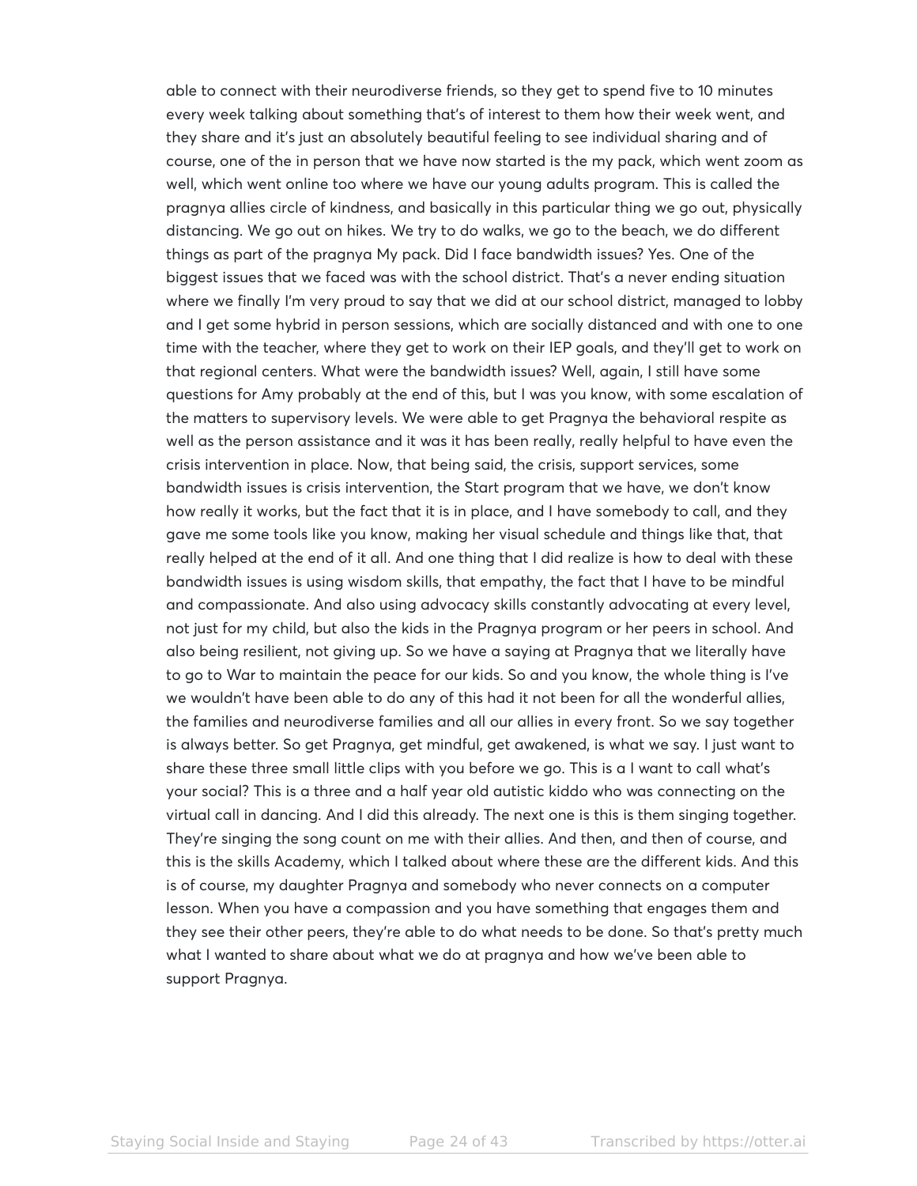able to connect with their neurodiverse friends, so they get to spend five to 10 minutes every week talking about something that's of interest to them how their week went, and they share and it's just an absolutely beautiful feeling to see individual sharing and of course, one of the in person that we have now started is the my pack, which went zoom as well, which went online too where we have our young adults program. This is called the pragnya allies circle of kindness, and basically in this particular thing we go out, physically distancing. We go out on hikes. We try to do walks, we go to the beach, we do different things as part of the pragnya My pack. Did I face bandwidth issues? Yes. One of the biggest issues that we faced was with the school district. That's a never ending situation where we finally I'm very proud to say that we did at our school district, managed to lobby and I get some hybrid in person sessions, which are socially distanced and with one to one time with the teacher, where they get to work on their IEP goals, and they'll get to work on that regional centers. What were the bandwidth issues? Well, again, I still have some questions for Amy probably at the end of this, but I was you know, with some escalation of the matters to supervisory levels. We were able to get Pragnya the behavioral respite as well as the person assistance and it was it has been really, really helpful to have even the crisis intervention in place. Now, that being said, the crisis, support services, some bandwidth issues is crisis intervention, the Start program that we have, we don't know how really it works, but the fact that it is in place, and I have somebody to call, and they gave me some tools like you know, making her visual schedule and things like that, that really helped at the end of it all. And one thing that I did realize is how to deal with these bandwidth issues is using wisdom skills, that empathy, the fact that I have to be mindful and compassionate. And also using advocacy skills constantly advocating at every level, not just for my child, but also the kids in the Pragnya program or her peers in school. And also being resilient, not giving up. So we have a saying at Pragnya that we literally have to go to War to maintain the peace for our kids. So and you know, the whole thing is I've we wouldn't have been able to do any of this had it not been for all the wonderful allies, the families and neurodiverse families and all our allies in every front. So we say together is always better. So get Pragnya, get mindful, get awakened, is what we say. I just want to share these three small little clips with you before we go. This is a I want to call what's your social? This is a three and a half year old autistic kiddo who was connecting on the virtual call in dancing. And I did this already. The next one is this is them singing together. They're singing the song count on me with their allies. And then, and then of course, and this is the skills Academy, which I talked about where these are the different kids. And this is of course, my daughter Pragnya and somebody who never connects on a computer lesson. When you have a compassion and you have something that engages them and they see their other peers, they're able to do what needs to be done. So that's pretty much what I wanted to share about what we do at pragnya and how we've been able to support Pragnya.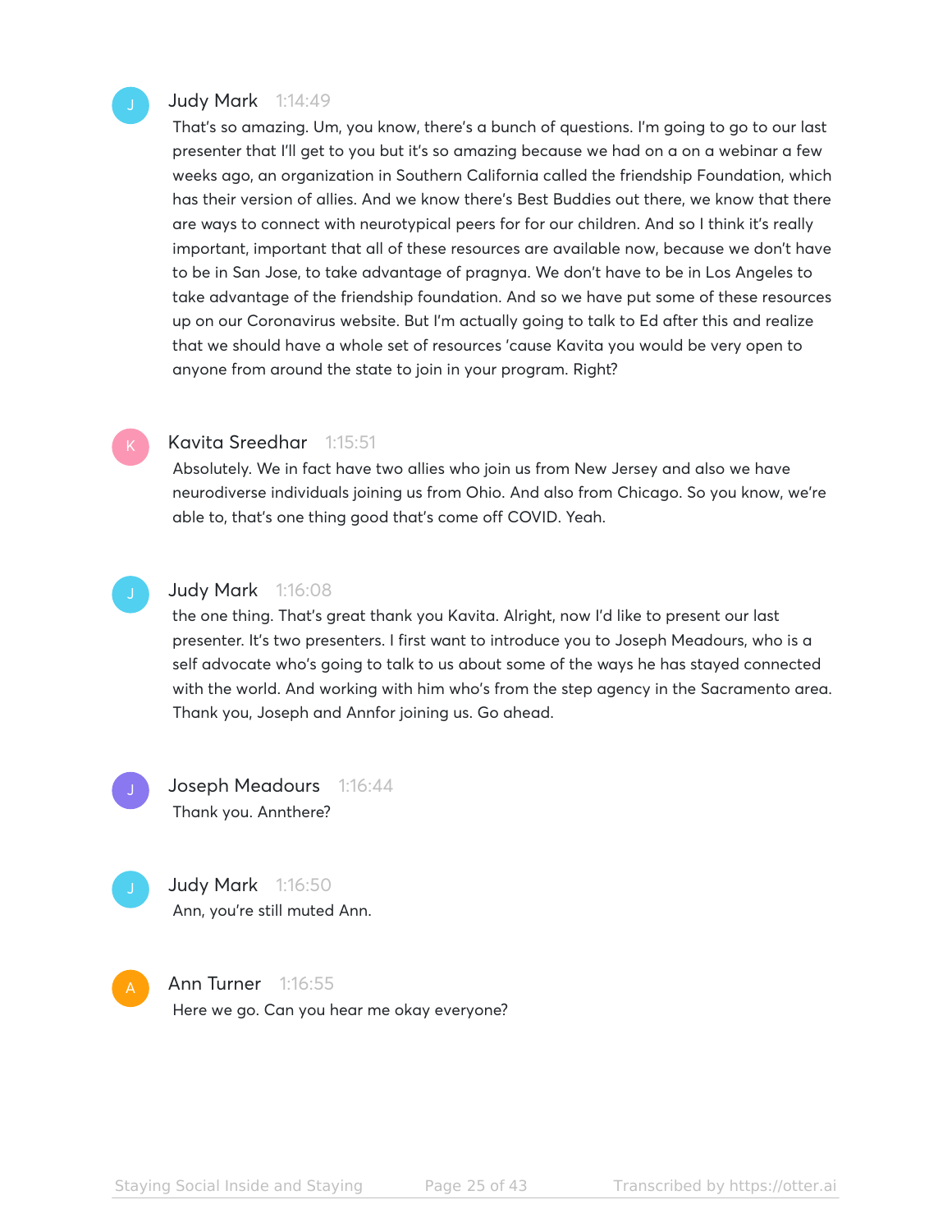**Judy Mark** 1:14:49

That's so amazing. Um, you know, there's a bunch of questions. I'm going to go to our last presenter that I'll get to you but it's so amazing because we had on a on a webinar a few weeks ago, an organization in Southern California called the friendship Foundation, which has their version of allies. And we know there's Best Buddies out there, we know that there are ways to connect with neurotypical peers for for our children. And so I think it's really important, important that all of these resources are available now, because we don't have to be in San Jose, to take advantage of pragnya. We don't have to be in Los Angeles to take advantage of the friendship foundation. And so we have put some of these resources up on our Coronavirus website. But I'm actually going to talk to Ed after this and realize that we should have a whole set of resources 'cause Kavita you would be very open to anyone from around the state to join in your program. Right?

**Kavita Sreedhar** 1:15:51

Absolutely. We in fact have two allies who join us from New Jersey and also we have neurodiverse individuals joining us from Ohio. And also from Chicago. So you know, we're able to, that's one thing good that's come off COVID. Yeah.

**Judy Mark** 1:16:08

the one thing. That's great thank you Kavita. Alright, now I'd like to present our last presenter. It's two presenters. I first want to introduce you to Joseph Meadours, who is a self advocate who's going to talk to us about some of the ways he has stayed connected with the world. And working with him who's from the step agency in the Sacramento area. Thank you, Joseph and Annfor joining us. Go ahead.

**Joseph Meadours** 1:16:44

Thank you. Annthere?

**Judy Mark** 1:16:50

Ann, you're still muted Ann.

**Ann Turner** 1:16:55

Here we go. Can you hear me okay everyone?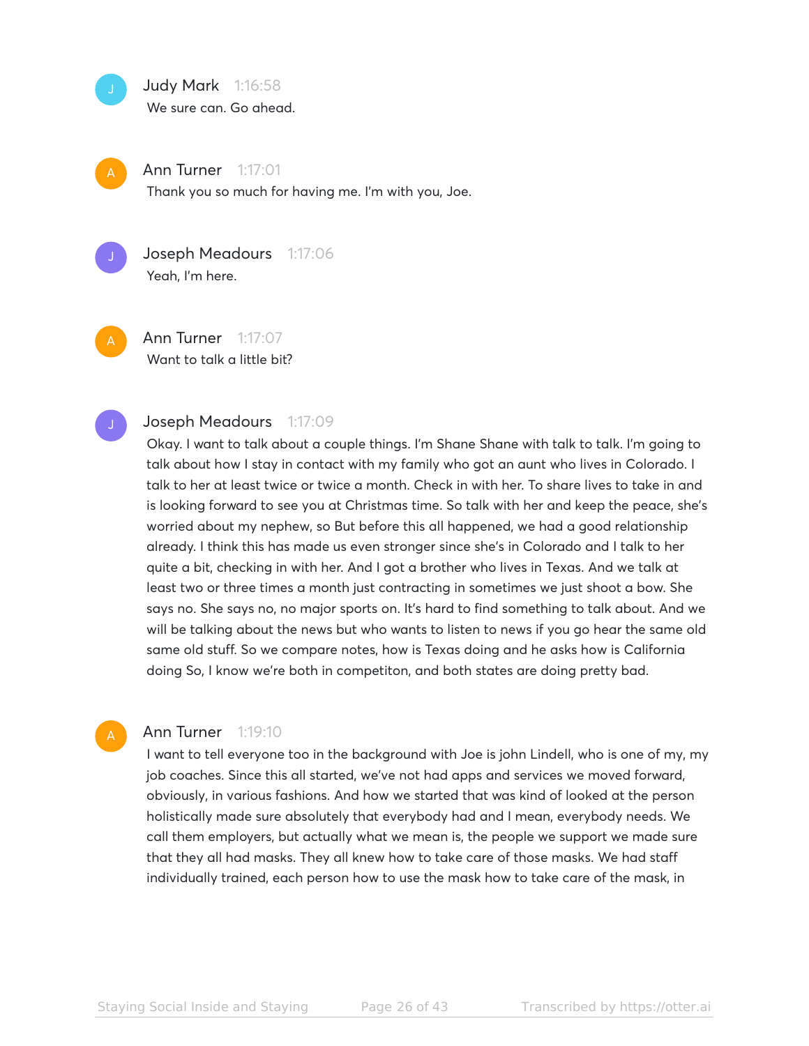**Judy Mark** 1:16:58
We sure can. Go ahead.

**Ann Turner** 1:17:01
Thank you so much for having me. I'm with you, Joe.

**Joseph Meadours** 1:17:06
Yeah, I'm here.

**Ann Turner** 1:17:07
Want to talk a little bit?

**Joseph Meadours** 1:17:09
Okay. I want to talk about a couple things. I'm Shane Shane with talk to talk. I'm going to talk about how I stay in contact with my family who got an aunt who lives in Colorado. I talk to her at least twice or twice a month. Check in with her. To share lives to take in and is looking forward to see you at Christmas time. So talk with her and keep the peace, she's worried about my nephew, so But before this all happened, we had a good relationship already. I think this has made us even stronger since she's in Colorado and I talk to her quite a bit, checking in with her. And I got a brother who lives in Texas. And we talk at least two or three times a month just contracting in sometimes we just shoot a bow. She says no. She says no, no major sports on. It's hard to find something to talk about. And we will be talking about the news but who wants to listen to news if you go hear the same old same old stuff. So we compare notes, how is Texas doing and he asks how is California doing So, I know we're both in competiton, and both states are doing pretty bad.

**Ann Turner** 1:19:10
I want to tell everyone too in the background with Joe is john Lindell, who is one of my, my job coaches. Since this all started, we've not had apps and services we moved forward, obviously, in various fashions. And how we started that was kind of looked at the person holistically made sure absolutely that everybody had and I mean, everybody needs. We call them employers, but actually what we mean is, the people we support we made sure that they all had masks. They all knew how to take care of those masks. We had staff individually trained, each person how to use the mask how to take care of the mask, in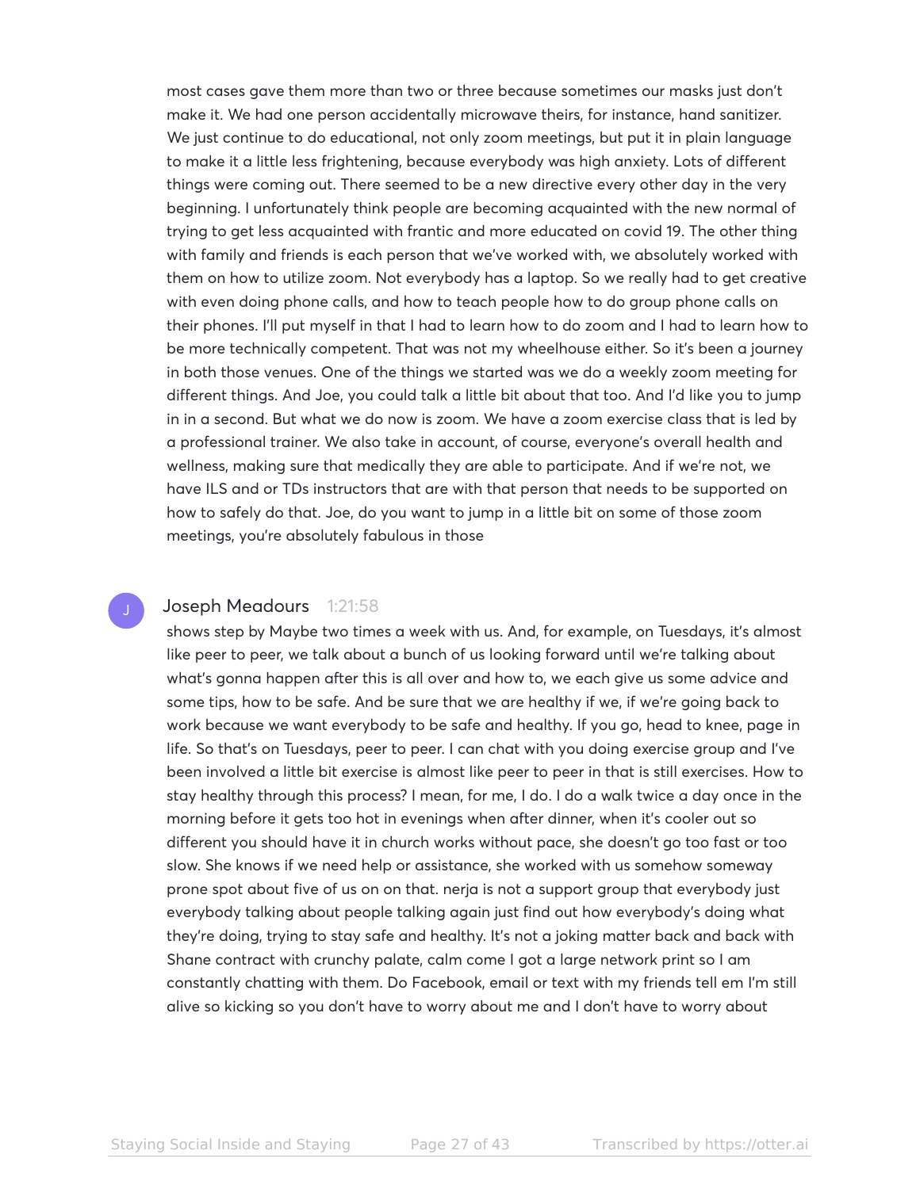most cases gave them more than two or three because sometimes our masks just don't make it. We had one person accidentally microwave theirs, for instance, hand sanitizer. We just continue to do educational, not only zoom meetings, but put it in plain language to make it a little less frightening, because everybody was high anxiety. Lots of different things were coming out. There seemed to be a new directive every other day in the very beginning. I unfortunately think people are becoming acquainted with the new normal of trying to get less acquainted with frantic and more educated on covid 19. The other thing with family and friends is each person that we've worked with, we absolutely worked with them on how to utilize zoom. Not everybody has a laptop. So we really had to get creative with even doing phone calls, and how to teach people how to do group phone calls on their phones. I'll put myself in that I had to learn how to do zoom and I had to learn how to be more technically competent. That was not my wheelhouse either. So it's been a journey in both those venues. One of the things we started was we do a weekly zoom meeting for different things. And Joe, you could talk a little bit about that too. And I'd like you to jump in in a second. But what we do now is zoom. We have a zoom exercise class that is led by a professional trainer. We also take in account, of course, everyone's overall health and wellness, making sure that medically they are able to participate. And if we're not, we have ILS and or TDs instructors that are with that person that needs to be supported on how to safely do that. Joe, do you want to jump in a little bit on some of those zoom meetings, you're absolutely fabulous in those

**Joseph Meadours** 1:21:58

shows step by Maybe two times a week with us. And, for example, on Tuesdays, it's almost like peer to peer, we talk about a bunch of us looking forward until we're talking about what's gonna happen after this is all over and how to, we each give us some advice and some tips, how to be safe. And be sure that we are healthy if we, if we're going back to work because we want everybody to be safe and healthy. If you go, head to knee, page in life. So that's on Tuesdays, peer to peer. I can chat with you doing exercise group and I've been involved a little bit exercise is almost like peer to peer in that is still exercises. How to stay healthy through this process? I mean, for me, I do. I do a walk twice a day once in the morning before it gets too hot in evenings when after dinner, when it's cooler out so different you should have it in church works without pace, she doesn't go too fast or too slow. She knows if we need help or assistance, she worked with us somehow someway prone spot about five of us on on that. nerja is not a support group that everybody just everybody talking about people talking again just find out how everybody's doing what they're doing, trying to stay safe and healthy. It's not a joking matter back and back with Shane contract with crunchy palate, calm come I got a large network print so I am constantly chatting with them. Do Facebook, email or text with my friends tell em I'm still alive so kicking so you don't have to worry about me and I don't have to worry about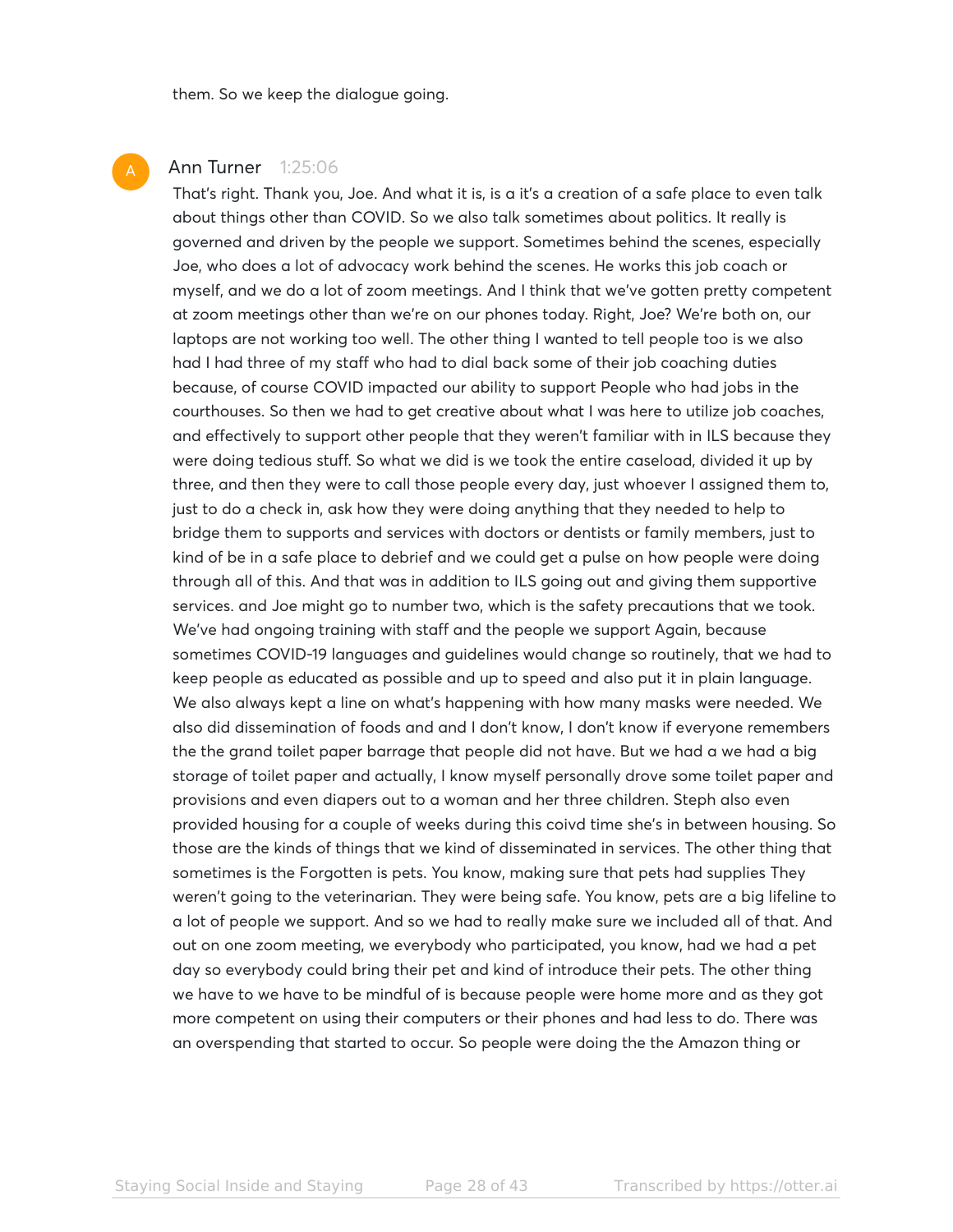them. So we keep the dialogue going.

**Ann Turner** 1:25:06

That's right. Thank you, Joe. And what it is, is a it's a creation of a safe place to even talk about things other than COVID. So we also talk sometimes about politics. It really is governed and driven by the people we support. Sometimes behind the scenes, especially Joe, who does a lot of advocacy work behind the scenes. He works this job coach or myself, and we do a lot of zoom meetings. And I think that we've gotten pretty competent at zoom meetings other than we're on our phones today. Right, Joe? We're both on, our laptops are not working too well. The other thing I wanted to tell people too is we also had I had three of my staff who had to dial back some of their job coaching duties because, of course COVID impacted our ability to support People who had jobs in the courthouses. So then we had to get creative about what I was here to utilize job coaches, and effectively to support other people that they weren't familiar with in ILS because they were doing tedious stuff. So what we did is we took the entire caseload, divided it up by three, and then they were to call those people every day, just whoever I assigned them to, just to do a check in, ask how they were doing anything that they needed to help to bridge them to supports and services with doctors or dentists or family members, just to kind of be in a safe place to debrief and we could get a pulse on how people were doing through all of this. And that was in addition to ILS going out and giving them supportive services. and Joe might go to number two, which is the safety precautions that we took. We've had ongoing training with staff and the people we support Again, because sometimes COVID-19 languages and guidelines would change so routinely, that we had to keep people as educated as possible and up to speed and also put it in plain language. We also always kept a line on what's happening with how many masks were needed. We also did dissemination of foods and and I don't know, I don't know if everyone remembers the the grand toilet paper barrage that people did not have. But we had a we had a big storage of toilet paper and actually, I know myself personally drove some toilet paper and provisions and even diapers out to a woman and her three children. Steph also even provided housing for a couple of weeks during this coivd time she's in between housing. So those are the kinds of things that we kind of disseminated in services. The other thing that sometimes is the Forgotten is pets. You know, making sure that pets had supplies They weren't going to the veterinarian. They were being safe. You know, pets are a big lifeline to a lot of people we support. And so we had to really make sure we included all of that. And out on one zoom meeting, we everybody who participated, you know, had we had a pet day so everybody could bring their pet and kind of introduce their pets. The other thing we have to we have to be mindful of is because people were home more and as they got more competent on using their computers or their phones and had less to do. There was an overspending that started to occur. So people were doing the the Amazon thing or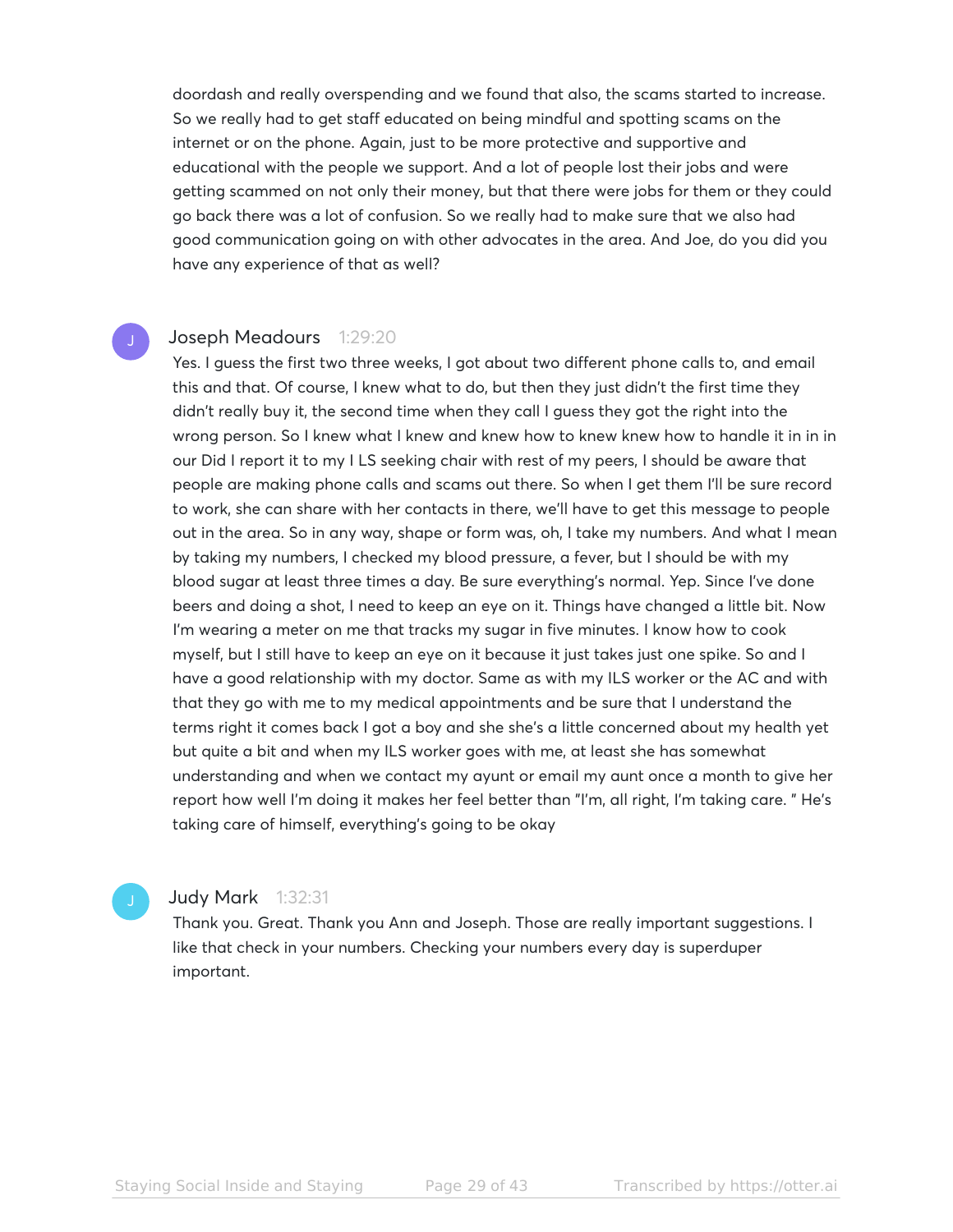doordash and really overspending and we found that also, the scams started to increase. So we really had to get staff educated on being mindful and spotting scams on the internet or on the phone. Again, just to be more protective and supportive and educational with the people we support. And a lot of people lost their jobs and were getting scammed on not only their money, but that there were jobs for them or they could go back there was a lot of confusion. So we really had to make sure that we also had good communication going on with other advocates in the area. And Joe, do you did you have any experience of that as well?

**Joseph Meadours** 1:29:20

Yes. I guess the first two three weeks, I got about two different phone calls to, and email this and that. Of course, I knew what to do, but then they just didn't the first time they didn't really buy it, the second time when they call I guess they got the right into the wrong person. So I knew what I knew and knew how to knew knew how to handle it in in in our Did I report it to my I LS seeking chair with rest of my peers, I should be aware that people are making phone calls and scams out there. So when I get them I'll be sure record to work, she can share with her contacts in there, we'll have to get this message to people out in the area. So in any way, shape or form was, oh, I take my numbers. And what I mean by taking my numbers, I checked my blood pressure, a fever, but I should be with my blood sugar at least three times a day. Be sure everything's normal. Yep. Since I've done beers and doing a shot, I need to keep an eye on it. Things have changed a little bit. Now I'm wearing a meter on me that tracks my sugar in five minutes. I know how to cook myself, but I still have to keep an eye on it because it just takes just one spike. So and I have a good relationship with my doctor. Same as with my ILS worker or the AC and with that they go with me to my medical appointments and be sure that I understand the terms right it comes back I got a boy and she she's a little concerned about my health yet but quite a bit and when my ILS worker goes with me, at least she has somewhat understanding and when we contact my ayunt or email my aunt once a month to give her report how well I'm doing it makes her feel better than "I'm, all right, I'm taking care. " He's taking care of himself, everything's going to be okay

**Judy Mark** 1:32:31

Thank you. Great. Thank you Ann and Joseph. Those are really important suggestions. I like that check in your numbers. Checking your numbers every day is superduper important.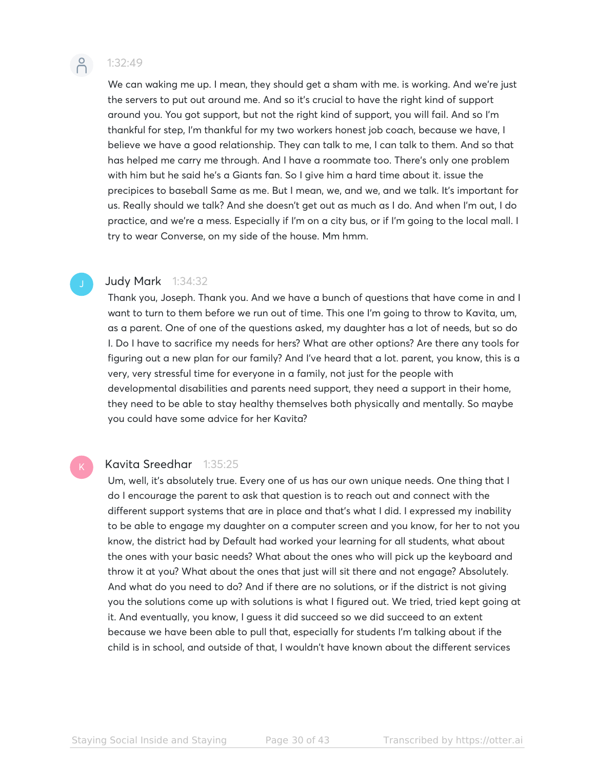1:32:49

We can waking me up. I mean, they should get a sham with me. is working. And we're just the servers to put out around me. And so it's crucial to have the right kind of support around you. You got support, but not the right kind of support, you will fail. And so I'm thankful for step, I'm thankful for my two workers honest job coach, because we have, I believe we have a good relationship. They can talk to me, I can talk to them. And so that has helped me carry me through. And I have a roommate too. There's only one problem with him but he said he's a Giants fan. So I give him a hard time about it. issue the precipices to baseball Same as me. But I mean, we, and we, and we talk. It's important for us. Really should we talk? And she doesn't get out as much as I do. And when I'm out, I do practice, and we're a mess. Especially if I'm on a city bus, or if I'm going to the local mall. I try to wear Converse, on my side of the house. Mm hmm.

**Judy Mark** 1:34:32

Thank you, Joseph. Thank you. And we have a bunch of questions that have come in and I want to turn to them before we run out of time. This one I'm going to throw to Kavita, um, as a parent. One of one of the questions asked, my daughter has a lot of needs, but so do I. Do I have to sacrifice my needs for hers? What are other options? Are there any tools for figuring out a new plan for our family? And I've heard that a lot. parent, you know, this is a very, very stressful time for everyone in a family, not just for the people with developmental disabilities and parents need support, they need a support in their home, they need to be able to stay healthy themselves both physically and mentally. So maybe you could have some advice for her Kavita?

**Kavita Sreedhar** 1:35:25

Um, well, it's absolutely true. Every one of us has our own unique needs. One thing that I do I encourage the parent to ask that question is to reach out and connect with the different support systems that are in place and that's what I did. I expressed my inability to be able to engage my daughter on a computer screen and you know, for her to not you know, the district had by Default had worked your learning for all students, what about the ones with your basic needs? What about the ones who will pick up the keyboard and throw it at you? What about the ones that just will sit there and not engage? Absolutely. And what do you need to do? And if there are no solutions, or if the district is not giving you the solutions come up with solutions is what I figured out. We tried, tried kept going at it. And eventually, you know, I guess it did succeed so we did succeed to an extent because we have been able to pull that, especially for students I'm talking about if the child is in school, and outside of that, I wouldn't have known about the different services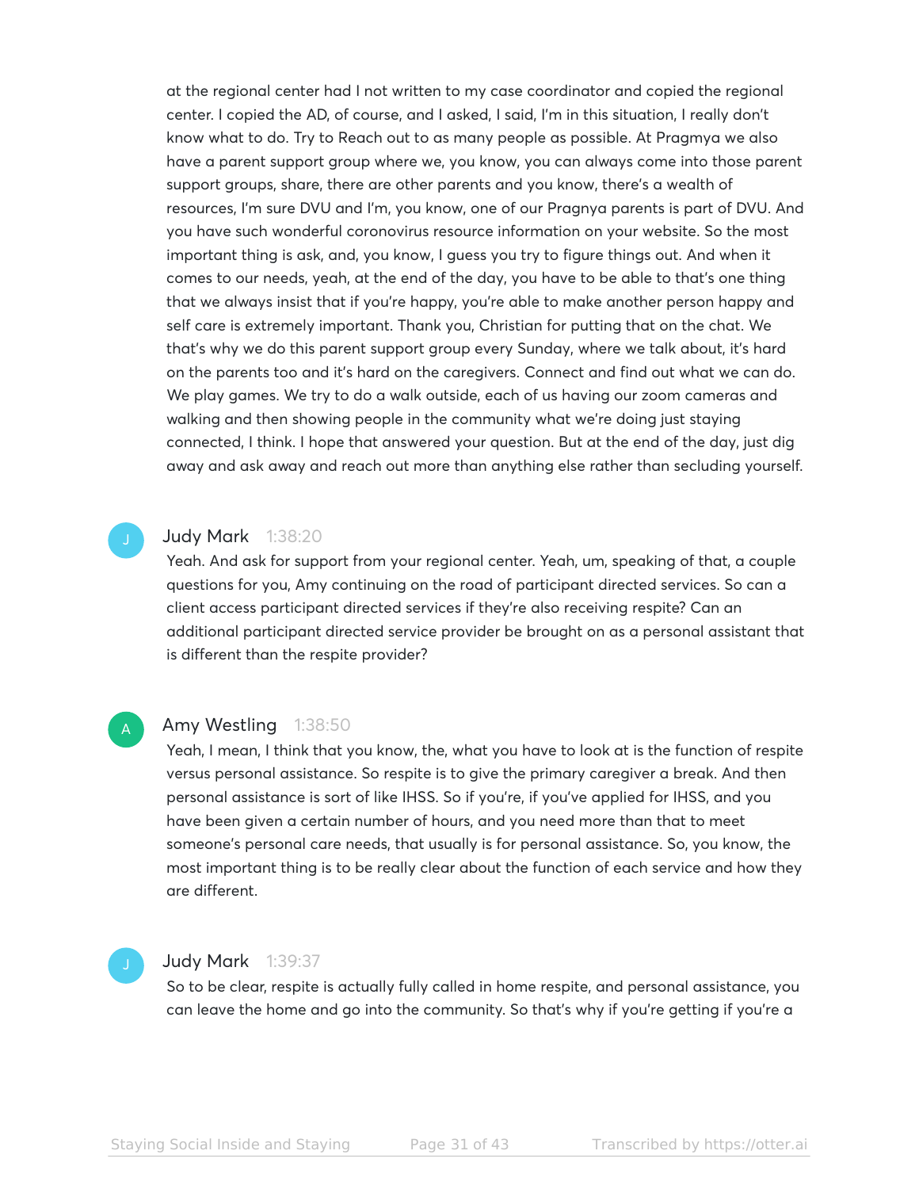at the regional center had I not written to my case coordinator and copied the regional center. I copied the AD, of course, and I asked, I said, I'm in this situation, I really don't know what to do. Try to Reach out to as many people as possible. At Pragmya we also have a parent support group where we, you know, you can always come into those parent support groups, share, there are other parents and you know, there's a wealth of resources, I'm sure DVU and I'm, you know, one of our Pragnya parents is part of DVU. And you have such wonderful coronovirus resource information on your website. So the most important thing is ask, and, you know, I guess you try to figure things out. And when it comes to our needs, yeah, at the end of the day, you have to be able to that's one thing that we always insist that if you're happy, you're able to make another person happy and self care is extremely important. Thank you, Christian for putting that on the chat. We that's why we do this parent support group every Sunday, where we talk about, it's hard on the parents too and it's hard on the caregivers. Connect and find out what we can do. We play games. We try to do a walk outside, each of us having our zoom cameras and walking and then showing people in the community what we're doing just staying connected, I think. I hope that answered your question. But at the end of the day, just dig away and ask away and reach out more than anything else rather than secluding yourself.

**Judy Mark** 1:38:20

Yeah. And ask for support from your regional center. Yeah, um, speaking of that, a couple questions for you, Amy continuing on the road of participant directed services. So can a client access participant directed services if they're also receiving respite? Can an additional participant directed service provider be brought on as a personal assistant that is different than the respite provider?

**Amy Westling** 1:38:50

Yeah, I mean, I think that you know, the, what you have to look at is the function of respite versus personal assistance. So respite is to give the primary caregiver a break. And then personal assistance is sort of like IHSS. So if you're, if you've applied for IHSS, and you have been given a certain number of hours, and you need more than that to meet someone's personal care needs, that usually is for personal assistance. So, you know, the most important thing is to be really clear about the function of each service and how they are different.

**Judy Mark** 1:39:37

So to be clear, respite is actually fully called in home respite, and personal assistance, you can leave the home and go into the community. So that's why if you're getting if you're a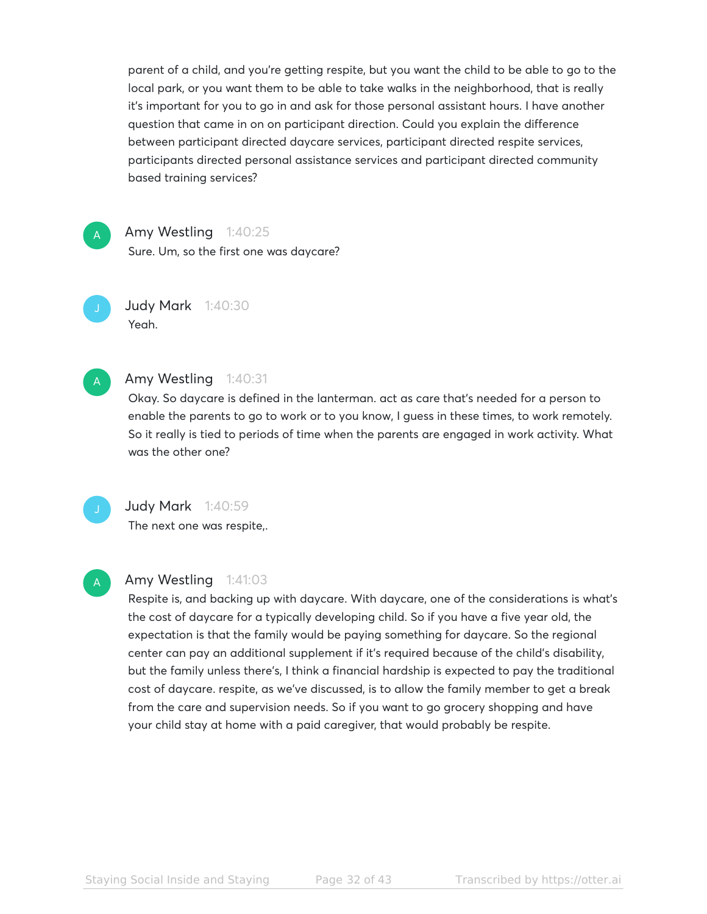parent of a child, and you're getting respite, but you want the child to be able to go to the local park, or you want them to be able to take walks in the neighborhood, that is really it's important for you to go in and ask for those personal assistant hours. I have another question that came in on on participant direction. Could you explain the difference between participant directed daycare services, participant directed respite services, participants directed personal assistance services and participant directed community based training services?

**Amy Westling** 1:40:25
Sure. Um, so the first one was daycare?

**Judy Mark** 1:40:30
Yeah.

**Amy Westling** 1:40:31
Okay. So daycare is defined in the lanterman. act as care that's needed for a person to enable the parents to go to work or to you know, I guess in these times, to work remotely. So it really is tied to periods of time when the parents are engaged in work activity. What was the other one?

**Judy Mark** 1:40:59
The next one was respite,.

**Amy Westling** 1:41:03
Respite is, and backing up with daycare. With daycare, one of the considerations is what's the cost of daycare for a typically developing child. So if you have a five year old, the expectation is that the family would be paying something for daycare. So the regional center can pay an additional supplement if it's required because of the child's disability, but the family unless there's, I think a financial hardship is expected to pay the traditional cost of daycare. respite, as we've discussed, is to allow the family member to get a break from the care and supervision needs. So if you want to go grocery shopping and have your child stay at home with a paid caregiver, that would probably be respite.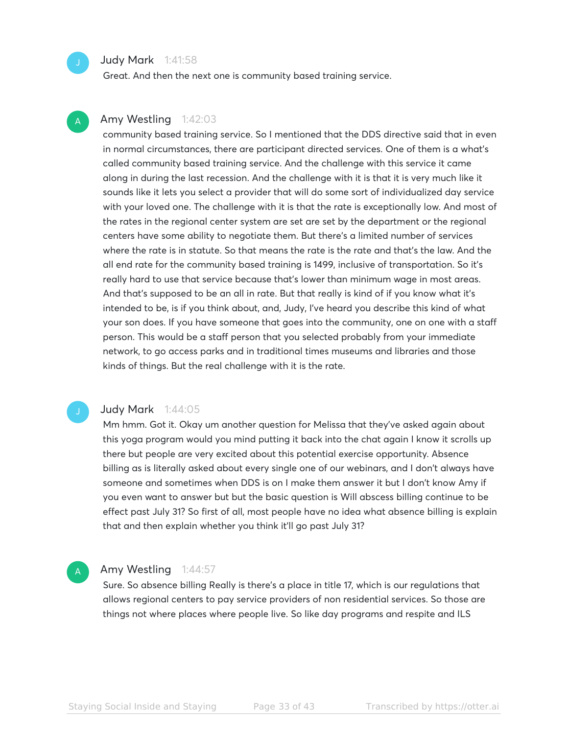**Judy Mark** 1:41:58

Great. And then the next one is community based training service.

**Amy Westling** 1:42:03

community based training service. So I mentioned that the DDS directive said that in even in normal circumstances, there are participant directed services. One of them is a what's called community based training service. And the challenge with this service it came along in during the last recession. And the challenge with it is that it is very much like it sounds like it lets you select a provider that will do some sort of individualized day service with your loved one. The challenge with it is that the rate is exceptionally low. And most of the rates in the regional center system are set are set by the department or the regional centers have some ability to negotiate them. But there's a limited number of services where the rate is in statute. So that means the rate is the rate and that's the law. And the all end rate for the community based training is 1499, inclusive of transportation. So it's really hard to use that service because that's lower than minimum wage in most areas. And that's supposed to be an all in rate. But that really is kind of if you know what it's intended to be, is if you think about, and, Judy, I've heard you describe this kind of what your son does. If you have someone that goes into the community, one on one with a staff person. This would be a staff person that you selected probably from your immediate network, to go access parks and in traditional times museums and libraries and those kinds of things. But the real challenge with it is the rate.

**Judy Mark** 1:44:05

Mm hmm. Got it. Okay um another question for Melissa that they've asked again about this yoga program would you mind putting it back into the chat again I know it scrolls up there but people are very excited about this potential exercise opportunity. Absence billing as is literally asked about every single one of our webinars, and I don't always have someone and sometimes when DDS is on I make them answer it but I don't know Amy if you even want to answer but but the basic question is Will abscess billing continue to be effect past July 31? So first of all, most people have no idea what absence billing is explain that and then explain whether you think it'll go past July 31?

**Amy Westling** 1:44:57

Sure. So absence billing Really is there's a place in title 17, which is our regulations that allows regional centers to pay service providers of non residential services. So those are things not where places where people live. So like day programs and respite and ILS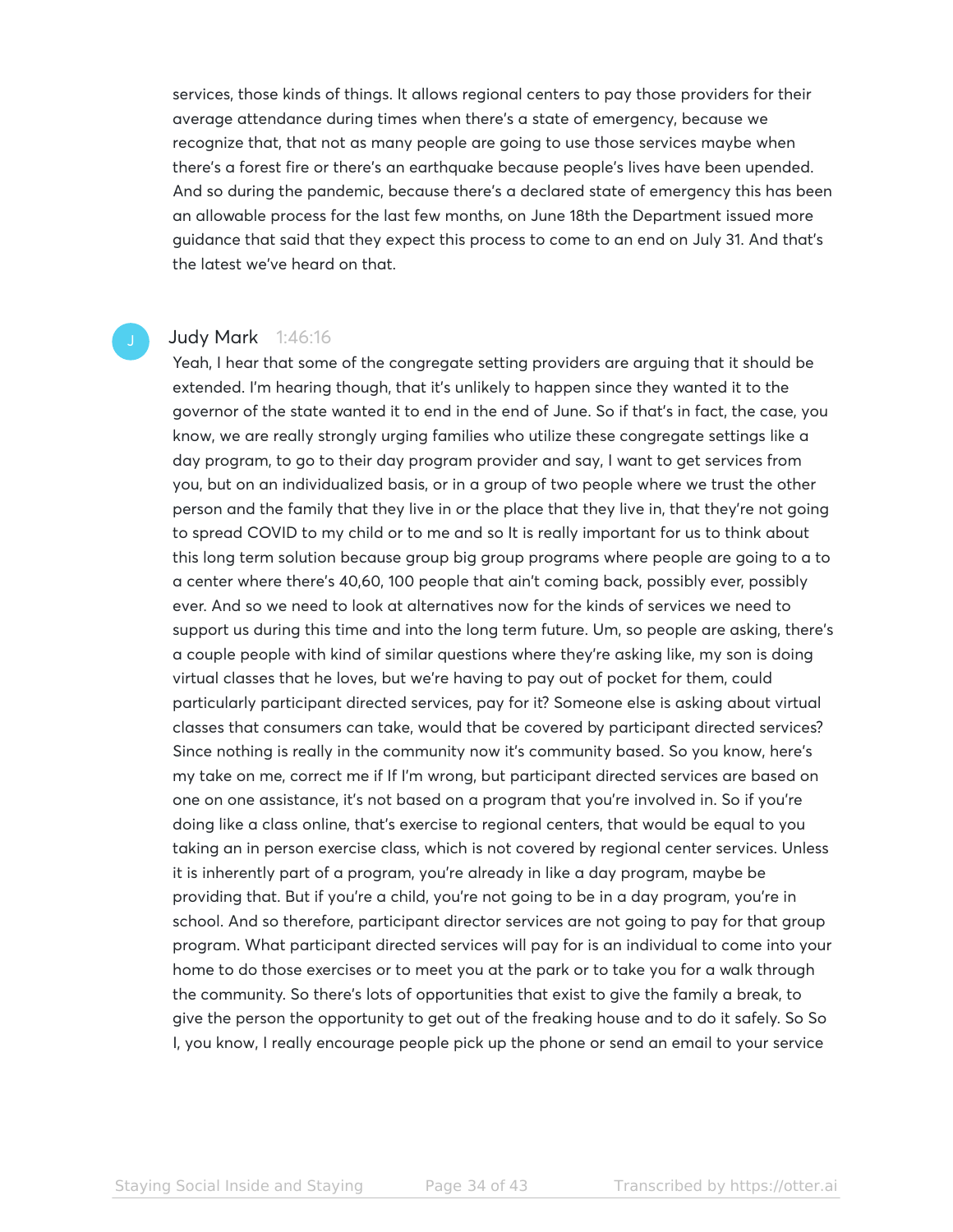services, those kinds of things. It allows regional centers to pay those providers for their average attendance during times when there's a state of emergency, because we recognize that, that not as many people are going to use those services maybe when there's a forest fire or there's an earthquake because people's lives have been upended. And so during the pandemic, because there's a declared state of emergency this has been an allowable process for the last few months, on June 18th the Department issued more guidance that said that they expect this process to come to an end on July 31. And that's the latest we've heard on that.

**Judy Mark** 1:46:16

Yeah, I hear that some of the congregate setting providers are arguing that it should be extended. I'm hearing though, that it's unlikely to happen since they wanted it to the governor of the state wanted it to end in the end of June. So if that's in fact, the case, you know, we are really strongly urging families who utilize these congregate settings like a day program, to go to their day program provider and say, I want to get services from you, but on an individualized basis, or in a group of two people where we trust the other person and the family that they live in or the place that they live in, that they're not going to spread COVID to my child or to me and so It is really important for us to think about this long term solution because group big group programs where people are going to a to a center where there's 40,60, 100 people that ain't coming back, possibly ever, possibly ever. And so we need to look at alternatives now for the kinds of services we need to support us during this time and into the long term future. Um, so people are asking, there's a couple people with kind of similar questions where they're asking like, my son is doing virtual classes that he loves, but we're having to pay out of pocket for them, could particularly participant directed services, pay for it? Someone else is asking about virtual classes that consumers can take, would that be covered by participant directed services? Since nothing is really in the community now it's community based. So you know, here's my take on me, correct me if If I'm wrong, but participant directed services are based on one on one assistance, it's not based on a program that you're involved in. So if you're doing like a class online, that's exercise to regional centers, that would be equal to you taking an in person exercise class, which is not covered by regional center services. Unless it is inherently part of a program, you're already in like a day program, maybe be providing that. But if you're a child, you're not going to be in a day program, you're in school. And so therefore, participant director services are not going to pay for that group program. What participant directed services will pay for is an individual to come into your home to do those exercises or to meet you at the park or to take you for a walk through the community. So there's lots of opportunities that exist to give the family a break, to give the person the opportunity to get out of the freaking house and to do it safely. So So I, you know, I really encourage people pick up the phone or send an email to your service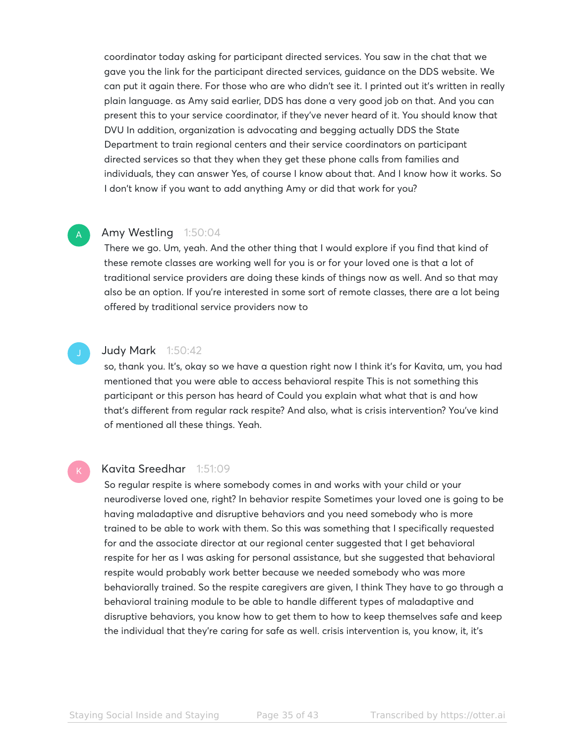coordinator today asking for participant directed services. You saw in the chat that we gave you the link for the participant directed services, guidance on the DDS website. We can put it again there. For those who are who didn't see it. I printed out it's written in really plain language. as Amy said earlier, DDS has done a very good job on that. And you can present this to your service coordinator, if they've never heard of it. You should know that DVU In addition, organization is advocating and begging actually DDS the State Department to train regional centers and their service coordinators on participant directed services so that they when they get these phone calls from families and individuals, they can answer Yes, of course I know about that. And I know how it works. So I don't know if you want to add anything Amy or did that work for you?

**Amy Westling** 1:50:04

There we go. Um, yeah. And the other thing that I would explore if you find that kind of these remote classes are working well for you is or for your loved one is that a lot of traditional service providers are doing these kinds of things now as well. And so that may also be an option. If you're interested in some sort of remote classes, there are a lot being offered by traditional service providers now to

**Judy Mark** 1:50:42

so, thank you. It's, okay so we have a question right now I think it's for Kavita, um, you had mentioned that you were able to access behavioral respite This is not something this participant or this person has heard of Could you explain what what that is and how that's different from regular rack respite? And also, what is crisis intervention? You've kind of mentioned all these things. Yeah.

**Kavita Sreedhar** 1:51:09

So regular respite is where somebody comes in and works with your child or your neurodiverse loved one, right? In behavior respite Sometimes your loved one is going to be having maladaptive and disruptive behaviors and you need somebody who is more trained to be able to work with them. So this was something that I specifically requested for and the associate director at our regional center suggested that I get behavioral respite for her as I was asking for personal assistance, but she suggested that behavioral respite would probably work better because we needed somebody who was more behaviorally trained. So the respite caregivers are given, I think They have to go through a behavioral training module to be able to handle different types of maladaptive and disruptive behaviors, you know how to get them to how to keep themselves safe and keep the individual that they're caring for safe as well. crisis intervention is, you know, it, it's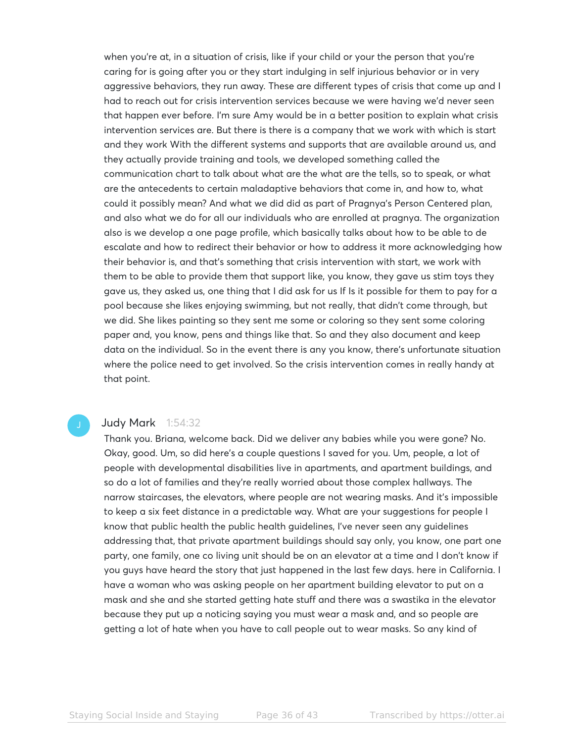when you're at, in a situation of crisis, like if your child or your the person that you're caring for is going after you or they start indulging in self injurious behavior or in very aggressive behaviors, they run away. These are different types of crisis that come up and I had to reach out for crisis intervention services because we were having we'd never seen that happen ever before. I'm sure Amy would be in a better position to explain what crisis intervention services are. But there is there is a company that we work with which is start and they work With the different systems and supports that are available around us, and they actually provide training and tools, we developed something called the communication chart to talk about what are the what are the tells, so to speak, or what are the antecedents to certain maladaptive behaviors that come in, and how to, what could it possibly mean? And what we did did as part of Pragnya's Person Centered plan, and also what we do for all our individuals who are enrolled at pragnya. The organization also is we develop a one page profile, which basically talks about how to be able to de escalate and how to redirect their behavior or how to address it more acknowledging how their behavior is, and that's something that crisis intervention with start, we work with them to be able to provide them that support like, you know, they gave us stim toys they gave us, they asked us, one thing that I did ask for us If Is it possible for them to pay for a pool because she likes enjoying swimming, but not really, that didn't come through, but we did. She likes painting so they sent me some or coloring so they sent some coloring paper and, you know, pens and things like that. So and they also document and keep data on the individual. So in the event there is any you know, there's unfortunate situation where the police need to get involved. So the crisis intervention comes in really handy at that point.

**Judy Mark** 1:54:32

Thank you. Briana, welcome back. Did we deliver any babies while you were gone? No. Okay, good. Um, so did here's a couple questions I saved for you. Um, people, a lot of people with developmental disabilities live in apartments, and apartment buildings, and so do a lot of families and they're really worried about those complex hallways. The narrow staircases, the elevators, where people are not wearing masks. And it's impossible to keep a six feet distance in a predictable way. What are your suggestions for people I know that public health the public health guidelines, I've never seen any guidelines addressing that, that private apartment buildings should say only, you know, one part one party, one family, one co living unit should be on an elevator at a time and I don't know if you guys have heard the story that just happened in the last few days. here in California. I have a woman who was asking people on her apartment building elevator to put on a mask and she and she started getting hate stuff and there was a swastika in the elevator because they put up a noticing saying you must wear a mask and, and so people are getting a lot of hate when you have to call people out to wear masks. So any kind of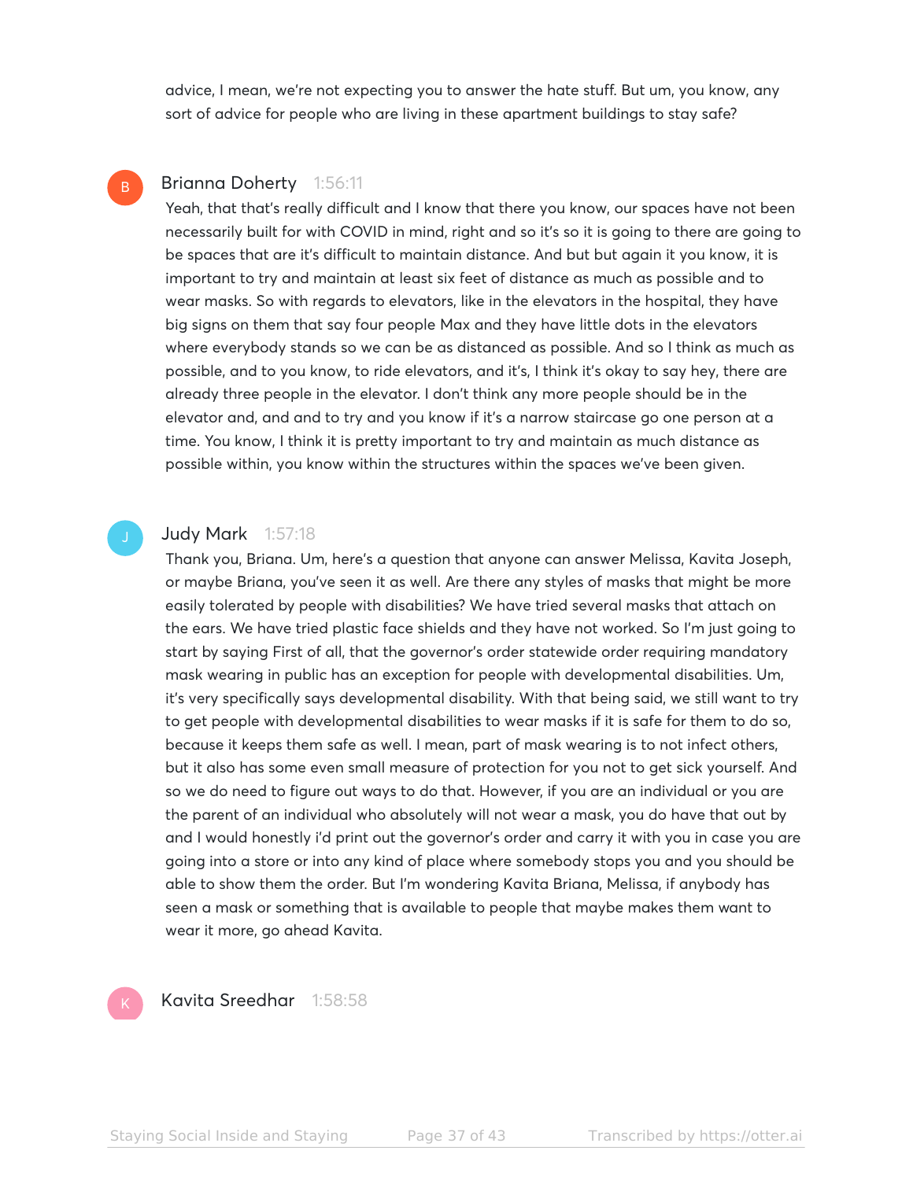advice, I mean, we're not expecting you to answer the hate stuff. But um, you know, any sort of advice for people who are living in these apartment buildings to stay safe?

**Brianna Doherty** 1:56:11

Yeah, that that's really difficult and I know that there you know, our spaces have not been necessarily built for with COVID in mind, right and so it's so it is going to there are going to be spaces that are it's difficult to maintain distance. And but but again it you know, it is important to try and maintain at least six feet of distance as much as possible and to wear masks. So with regards to elevators, like in the elevators in the hospital, they have big signs on them that say four people Max and they have little dots in the elevators where everybody stands so we can be as distanced as possible. And so I think as much as possible, and to you know, to ride elevators, and it's, I think it's okay to say hey, there are already three people in the elevator. I don't think any more people should be in the elevator and, and and to try and you know if it's a narrow staircase go one person at a time. You know, I think it is pretty important to try and maintain as much distance as possible within, you know within the structures within the spaces we've been given.

**Judy Mark** 1:57:18

Thank you, Briana. Um, here's a question that anyone can answer Melissa, Kavita Joseph, or maybe Briana, you've seen it as well. Are there any styles of masks that might be more easily tolerated by people with disabilities? We have tried several masks that attach on the ears. We have tried plastic face shields and they have not worked. So I'm just going to start by saying First of all, that the governor's order statewide order requiring mandatory mask wearing in public has an exception for people with developmental disabilities. Um, it's very specifically says developmental disability. With that being said, we still want to try to get people with developmental disabilities to wear masks if it is safe for them to do so, because it keeps them safe as well. I mean, part of mask wearing is to not infect others, but it also has some even small measure of protection for you not to get sick yourself. And so we do need to figure out ways to do that. However, if you are an individual or you are the parent of an individual who absolutely will not wear a mask, you do have that out by and I would honestly i'd print out the governor's order and carry it with you in case you are going into a store or into any kind of place where somebody stops you and you should be able to show them the order. But I'm wondering Kavita Briana, Melissa, if anybody has seen a mask or something that is available to people that maybe makes them want to wear it more, go ahead Kavita.

**Kavita Sreedhar** 1:58:58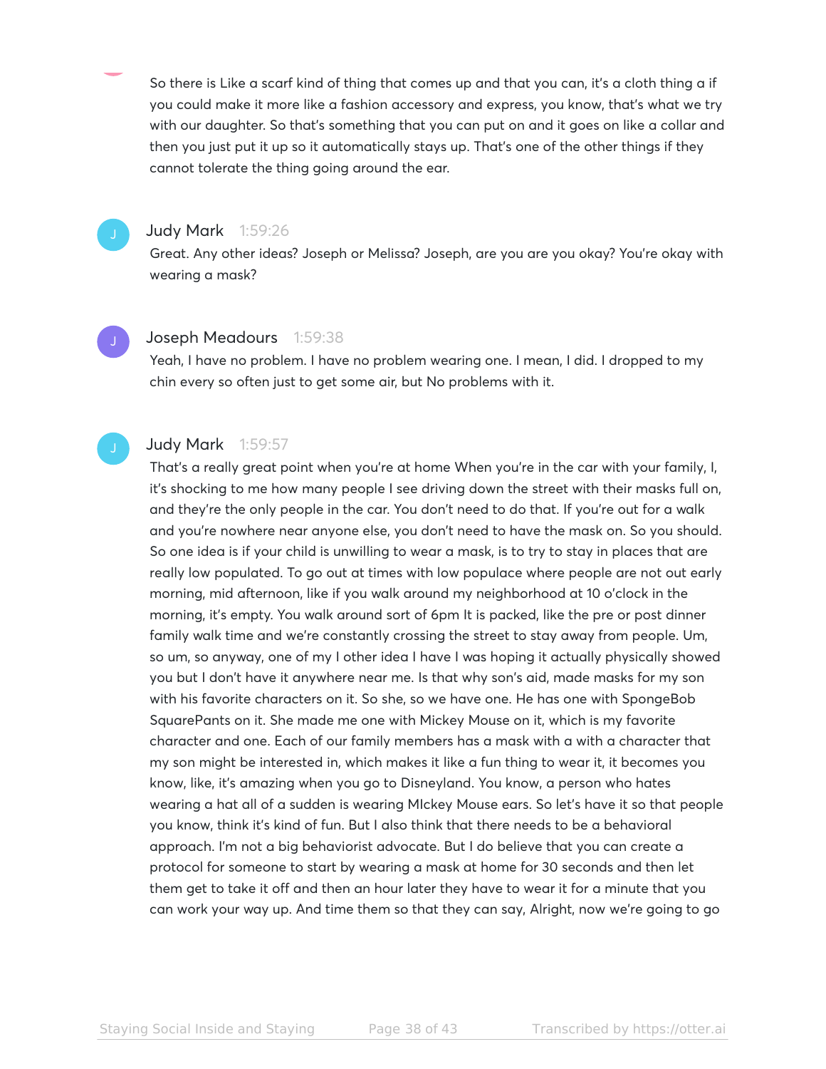So there is Like a scarf kind of thing that comes up and that you can, it's a cloth thing a if you could make it more like a fashion accessory and express, you know, that's what we try with our daughter. So that's something that you can put on and it goes on like a collar and then you just put it up so it automatically stays up. That's one of the other things if they cannot tolerate the thing going around the ear.

**Judy Mark** 1:59:26

Great. Any other ideas? Joseph or Melissa? Joseph, are you are you okay? You're okay with wearing a mask?

**Joseph Meadours** 1:59:38

Yeah, I have no problem. I have no problem wearing one. I mean, I did. I dropped to my chin every so often just to get some air, but No problems with it.

**Judy Mark** 1:59:57

That's a really great point when you're at home When you're in the car with your family, I, it's shocking to me how many people I see driving down the street with their masks full on, and they're the only people in the car. You don't need to do that. If you're out for a walk and you're nowhere near anyone else, you don't need to have the mask on. So you should. So one idea is if your child is unwilling to wear a mask, is to try to stay in places that are really low populated. To go out at times with low populace where people are not out early morning, mid afternoon, like if you walk around my neighborhood at 10 o'clock in the morning, it's empty. You walk around sort of 6pm It is packed, like the pre or post dinner family walk time and we're constantly crossing the street to stay away from people. Um, so um, so anyway, one of my I other idea I have I was hoping it actually physically showed you but I don't have it anywhere near me. Is that why son's aid, made masks for my son with his favorite characters on it. So she, so we have one. He has one with SpongeBob SquarePants on it. She made me one with Mickey Mouse on it, which is my favorite character and one. Each of our family members has a mask with a with a character that my son might be interested in, which makes it like a fun thing to wear it, it becomes you know, like, it's amazing when you go to Disneyland. You know, a person who hates wearing a hat all of a sudden is wearing MIckey Mouse ears. So let's have it so that people you know, think it's kind of fun. But I also think that there needs to be a behavioral approach. I'm not a big behaviorist advocate. But I do believe that you can create a protocol for someone to start by wearing a mask at home for 30 seconds and then let them get to take it off and then an hour later they have to wear it for a minute that you can work your way up. And time them so that they can say, Alright, now we're going to go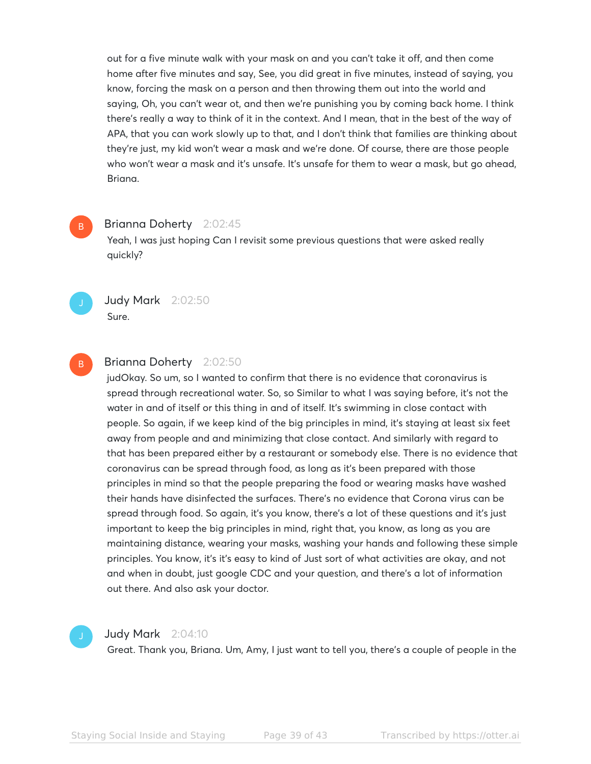out for a five minute walk with your mask on and you can't take it off, and then come home after five minutes and say, See, you did great in five minutes, instead of saying, you know, forcing the mask on a person and then throwing them out into the world and saying, Oh, you can't wear ot, and then we're punishing you by coming back home. I think there's really a way to think of it in the context. And I mean, that in the best of the way of APA, that you can work slowly up to that, and I don't think that families are thinking about they're just, my kid won't wear a mask and we're done. Of course, there are those people who won't wear a mask and it's unsafe. It's unsafe for them to wear a mask, but go ahead, Briana.

**Brianna Doherty** 2:02:45

Yeah, I was just hoping Can I revisit some previous questions that were asked really quickly?

**Judy Mark** 2:02:50

Sure.

**Brianna Doherty** 2:02:50

judOkay. So um, so I wanted to confirm that there is no evidence that coronavirus is spread through recreational water. So, so Similar to what I was saying before, it's not the water in and of itself or this thing in and of itself. It's swimming in close contact with people. So again, if we keep kind of the big principles in mind, it's staying at least six feet away from people and and minimizing that close contact. And similarly with regard to that has been prepared either by a restaurant or somebody else. There is no evidence that coronavirus can be spread through food, as long as it's been prepared with those principles in mind so that the people preparing the food or wearing masks have washed their hands have disinfected the surfaces. There's no evidence that Corona virus can be spread through food. So again, it's you know, there's a lot of these questions and it's just important to keep the big principles in mind, right that, you know, as long as you are maintaining distance, wearing your masks, washing your hands and following these simple principles. You know, it's it's easy to kind of Just sort of what activities are okay, and not and when in doubt, just google CDC and your question, and there's a lot of information out there. And also ask your doctor.

**Judy Mark** 2:04:10

Great. Thank you, Briana. Um, Amy, I just want to tell you, there's a couple of people in the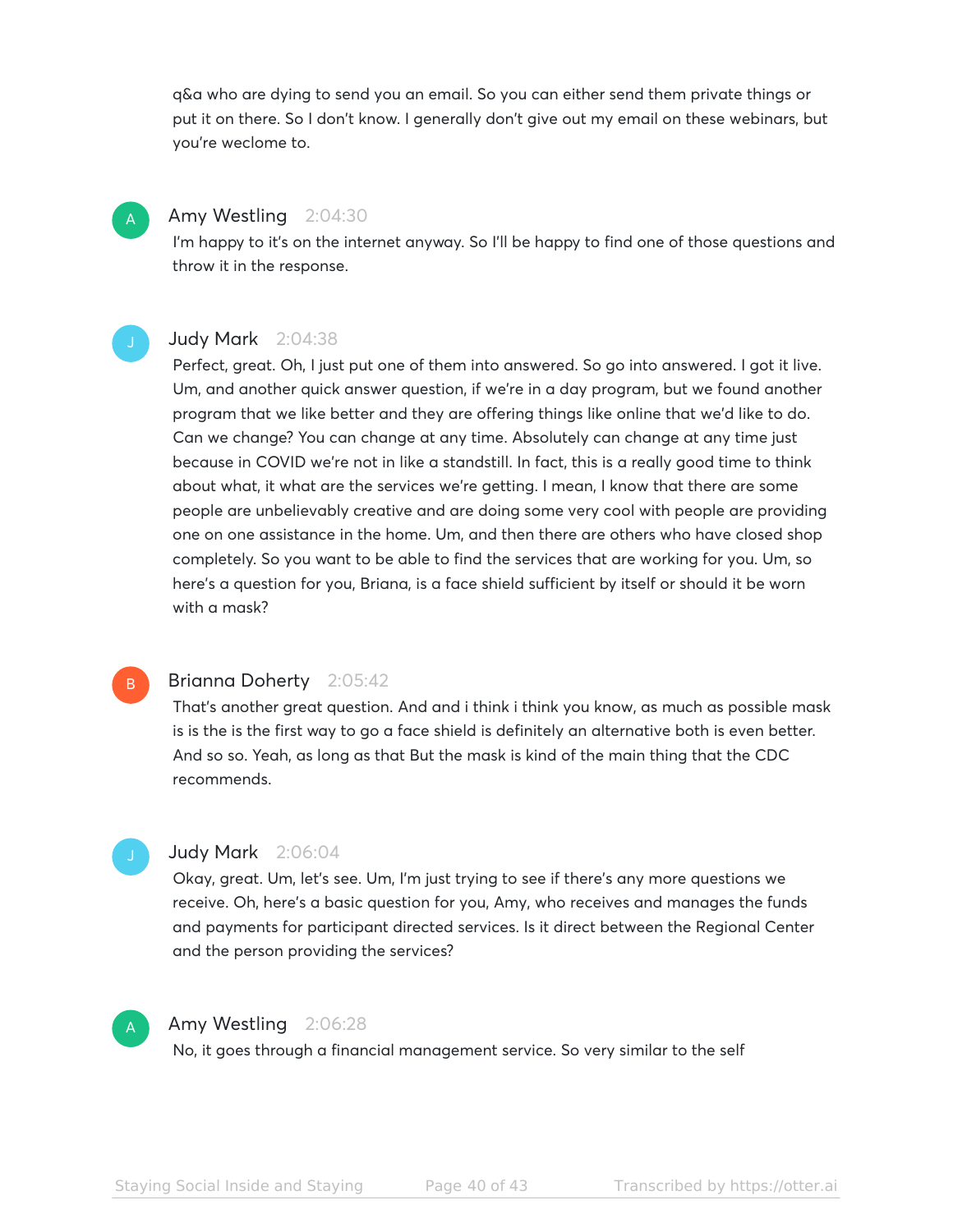q&a who are dying to send you an email. So you can either send them private things or put it on there. So I don't know. I generally don't give out my email on these webinars, but you're weclome to.

**Amy Westling** 2:04:30

I'm happy to it's on the internet anyway. So I'll be happy to find one of those questions and throw it in the response.

**Judy Mark** 2:04:38

Perfect, great. Oh, I just put one of them into answered. So go into answered. I got it live. Um, and another quick answer question, if we're in a day program, but we found another program that we like better and they are offering things like online that we'd like to do. Can we change? You can change at any time. Absolutely can change at any time just because in COVID we're not in like a standstill. In fact, this is a really good time to think about what, it what are the services we're getting. I mean, I know that there are some people are unbelievably creative and are doing some very cool with people are providing one on one assistance in the home. Um, and then there are others who have closed shop completely. So you want to be able to find the services that are working for you. Um, so here's a question for you, Briana, is a face shield sufficient by itself or should it be worn with a mask?

**Brianna Doherty** 2:05:42

That's another great question. And and i think i think you know, as much as possible mask is is the is the first way to go a face shield is definitely an alternative both is even better. And so so. Yeah, as long as that But the mask is kind of the main thing that the CDC recommends.

**Judy Mark** 2:06:04

Okay, great. Um, let's see. Um, I'm just trying to see if there's any more questions we receive. Oh, here's a basic question for you, Amy, who receives and manages the funds and payments for participant directed services. Is it direct between the Regional Center and the person providing the services?

**Amy Westling** 2:06:28

No, it goes through a financial management service. So very similar to the self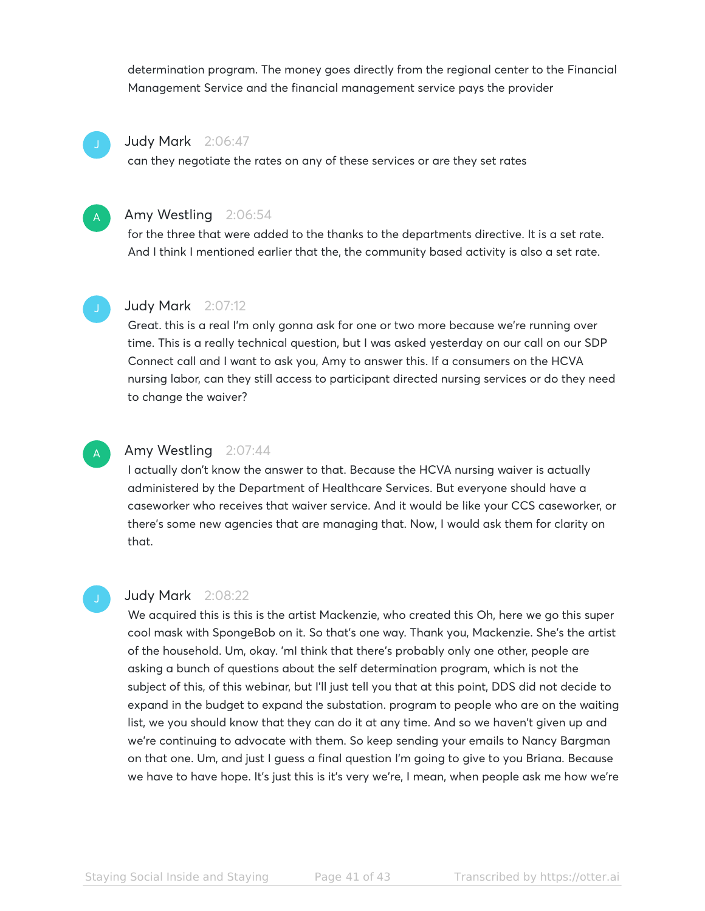determination program. The money goes directly from the regional center to the Financial Management Service and the financial management service pays the provider

**Judy Mark** 2:06:47

can they negotiate the rates on any of these services or are they set rates

**Amy Westling** 2:06:54

for the three that were added to the thanks to the departments directive. It is a set rate. And I think I mentioned earlier that the, the community based activity is also a set rate.

**Judy Mark** 2:07:12

Great. this is a real I'm only gonna ask for one or two more because we're running over time. This is a really technical question, but I was asked yesterday on our call on our SDP Connect call and I want to ask you, Amy to answer this. If a consumers on the HCVA nursing labor, can they still access to participant directed nursing services or do they need to change the waiver?

**Amy Westling** 2:07:44

I actually don't know the answer to that. Because the HCVA nursing waiver is actually administered by the Department of Healthcare Services. But everyone should have a caseworker who receives that waiver service. And it would be like your CCS caseworker, or there's some new agencies that are managing that. Now, I would ask them for clarity on that.

**Judy Mark** 2:08:22

We acquired this is this is the artist Mackenzie, who created this Oh, here we go this super cool mask with SpongeBob on it. So that's one way. Thank you, Mackenzie. She's the artist of the household. Um, okay. 'ml think that there's probably only one other, people are asking a bunch of questions about the self determination program, which is not the subject of this, of this webinar, but I'll just tell you that at this point, DDS did not decide to expand in the budget to expand the substation. program to people who are on the waiting list, we you should know that they can do it at any time. And so we haven't given up and we're continuing to advocate with them. So keep sending your emails to Nancy Bargman on that one. Um, and just I guess a final question I'm going to give to you Briana. Because we have to have hope. It's just this is it's very we're, I mean, when people ask me how we're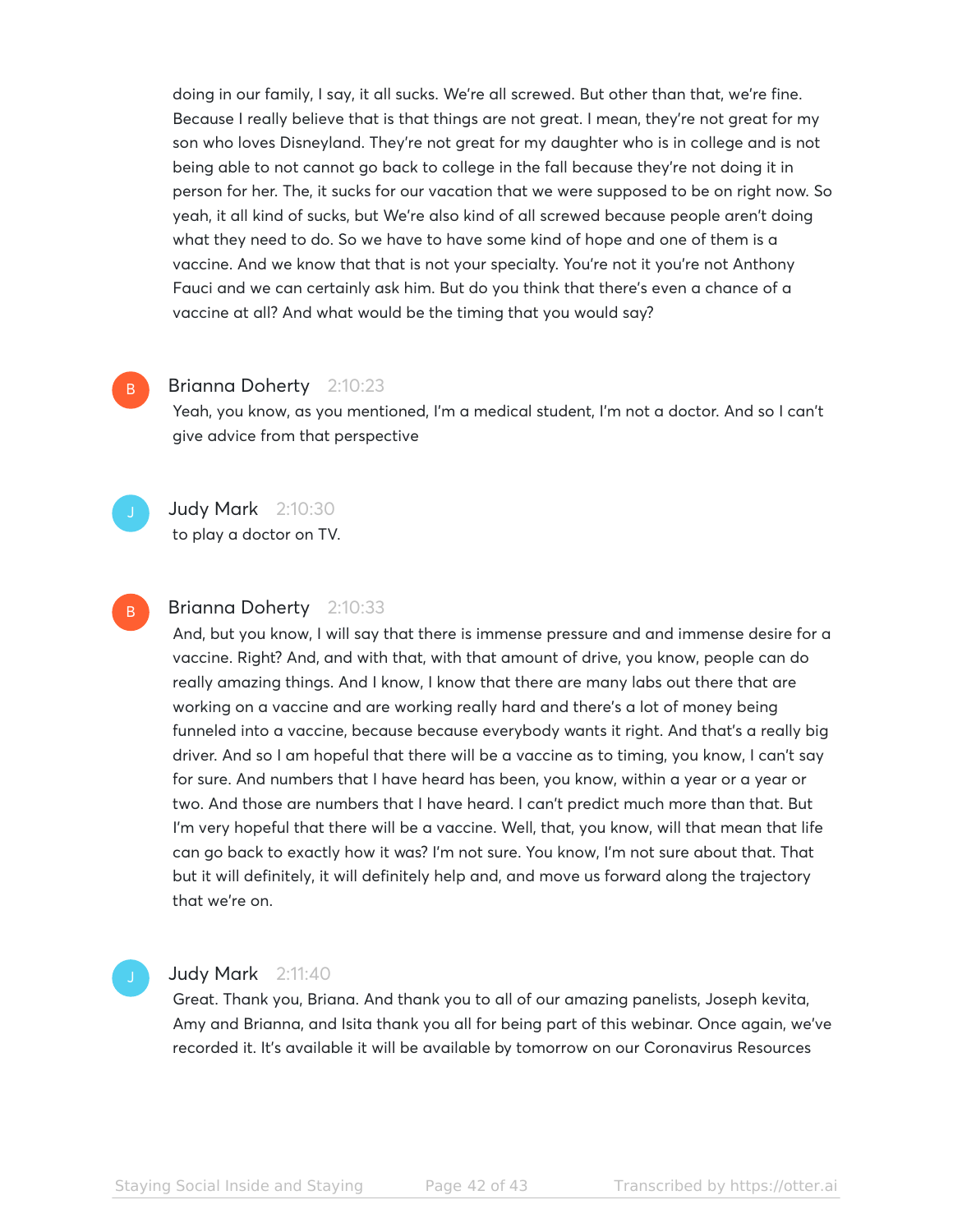doing in our family, I say, it all sucks. We're all screwed. But other than that, we're fine. Because I really believe that is that things are not great. I mean, they're not great for my son who loves Disneyland. They're not great for my daughter who is in college and is not being able to not cannot go back to college in the fall because they're not doing it in person for her. The, it sucks for our vacation that we were supposed to be on right now. So yeah, it all kind of sucks, but We're also kind of all screwed because people aren't doing what they need to do. So we have to have some kind of hope and one of them is a vaccine. And we know that that is not your specialty. You're not it you're not Anthony Fauci and we can certainly ask him. But do you think that there's even a chance of a vaccine at all? And what would be the timing that you would say?

**Brianna Doherty** 2:10:23

Yeah, you know, as you mentioned, I'm a medical student, I'm not a doctor. And so I can't give advice from that perspective

**Judy Mark** 2:10:30

to play a doctor on TV.

**Brianna Doherty** 2:10:33

And, but you know, I will say that there is immense pressure and and immense desire for a vaccine. Right? And, and with that, with that amount of drive, you know, people can do really amazing things. And I know, I know that there are many labs out there that are working on a vaccine and are working really hard and there's a lot of money being funneled into a vaccine, because because everybody wants it right. And that's a really big driver. And so I am hopeful that there will be a vaccine as to timing, you know, I can't say for sure. And numbers that I have heard has been, you know, within a year or a year or two. And those are numbers that I have heard. I can't predict much more than that. But I'm very hopeful that there will be a vaccine. Well, that, you know, will that mean that life can go back to exactly how it was? I'm not sure. You know, I'm not sure about that. That but it will definitely, it will definitely help and, and move us forward along the trajectory that we're on.

**Judy Mark** 2:11:40

Great. Thank you, Briana. And thank you to all of our amazing panelists, Joseph kevita, Amy and Brianna, and Isita thank you all for being part of this webinar. Once again, we've recorded it. It's available it will be available by tomorrow on our Coronavirus Resources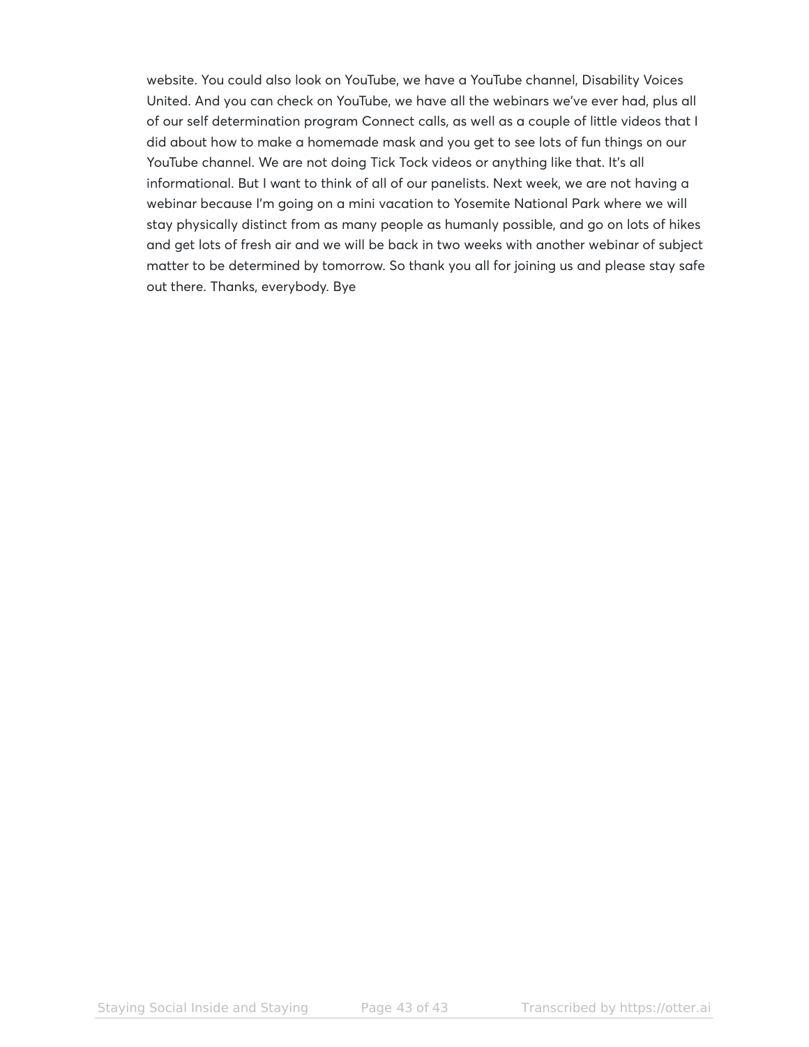website. You could also look on YouTube, we have a YouTube channel, Disability Voices United. And you can check on YouTube, we have all the webinars we've ever had, plus all of our self determination program Connect calls, as well as a couple of little videos that I did about how to make a homemade mask and you get to see lots of fun things on our YouTube channel. We are not doing Tick Tock videos or anything like that. It's all informational. But I want to think of all of our panelists. Next week, we are not having a webinar because I'm going on a mini vacation to Yosemite National Park where we will stay physically distinct from as many people as humanly possible, and go on lots of hikes and get lots of fresh air and we will be back in two weeks with another webinar of subject matter to be determined by tomorrow. So thank you all for joining us and please stay safe out there. Thanks, everybody. Bye